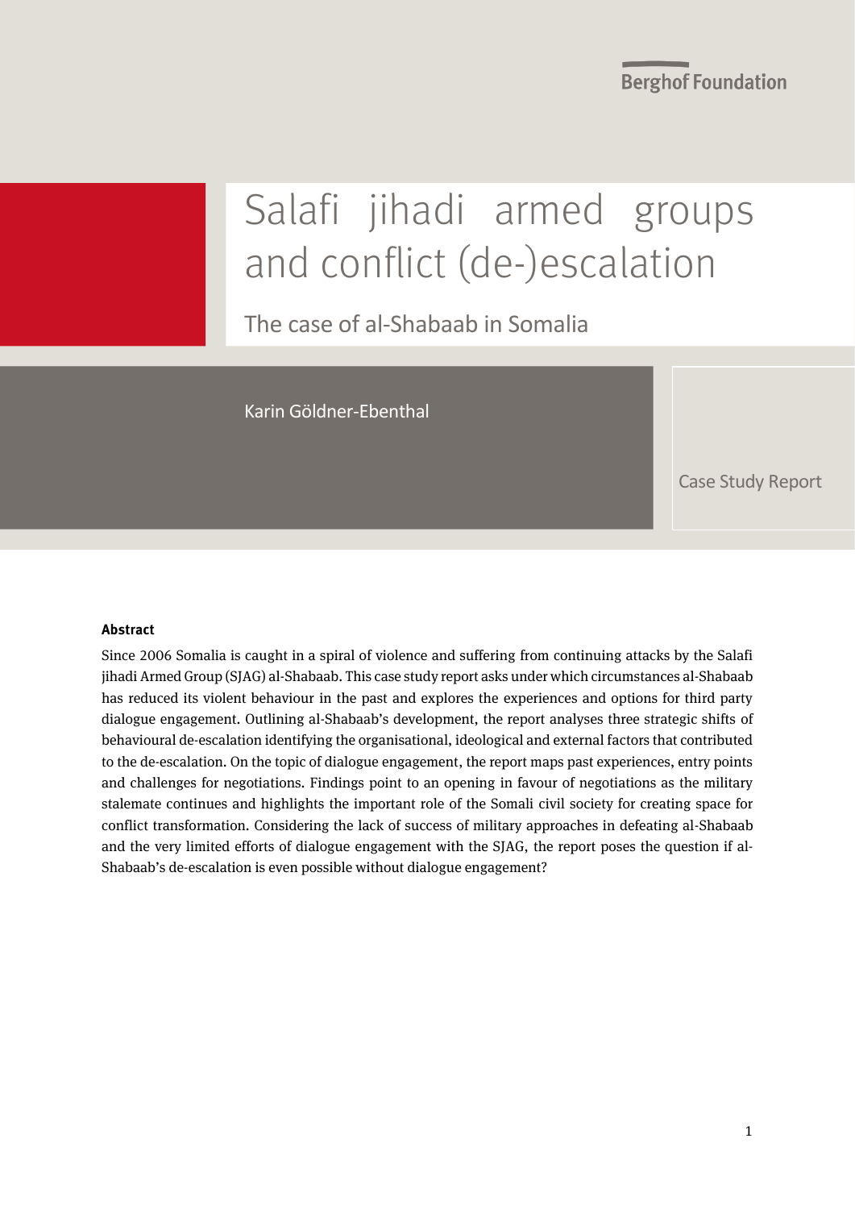Berghof Foundation

# Salafi jihadi armed groups and conflict (de-)escalation

## The case of al-Shabaab in Somalia

Karin Göldner-Ebenthal

Case Study Report

**Abstract**

Since 2006 Somalia is caught in a spiral of violence and suffering from continuing attacks by the Salafi jihadi Armed Group (SJAG) al-Shabaab. This case study report asks under which circumstances al-Shabaab has reduced its violent behaviour in the past and explores the experiences and options for third party dialogue engagement. Outlining al-Shabaab's development, the report analyses three strategic shifts of behavioural de-escalation identifying the organisational, ideological and external factors that contributed to the de-escalation. On the topic of dialogue engagement, the report maps past experiences, entry points and challenges for negotiations. Findings point to an opening in favour of negotiations as the military stalemate continues and highlights the important role of the Somali civil society for creating space for conflict transformation. Considering the lack of success of military approaches in defeating al-Shabaab and the very limited efforts of dialogue engagement with the SJAG, the report poses the question if al-Shabaab's de-escalation is even possible without dialogue engagement?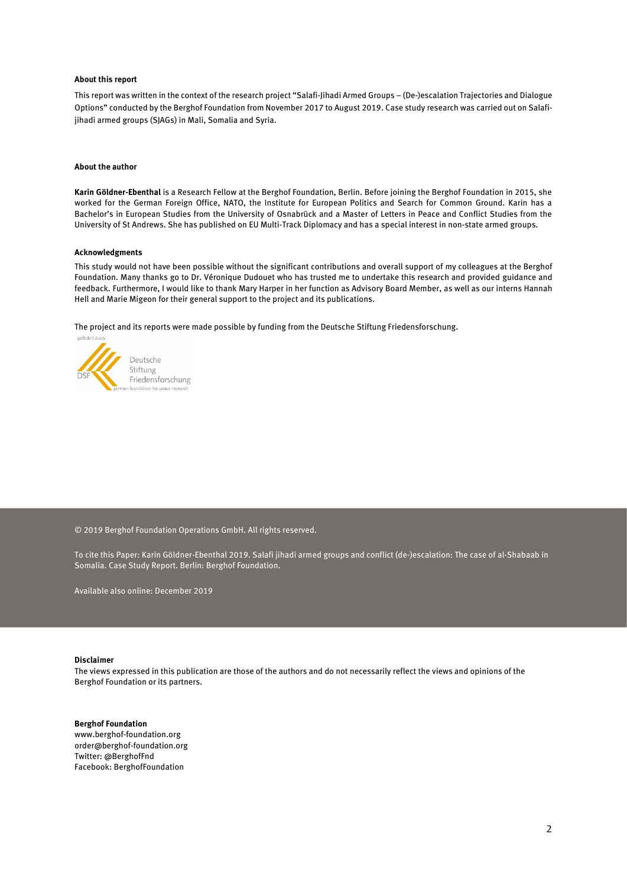**About this report**

This report was written in the context of the research project "Salafi-Jihadi Armed Groups – (De-)escalation Trajectories and Dialogue Options" conducted by the Berghof Foundation from November 2017 to August 2019. Case study research was carried out on Salafi-jihadi armed groups (SJAGs) in Mali, Somalia and Syria.

**About the author**

**Karin Göldner-Ebenthal** is a Research Fellow at the Berghof Foundation, Berlin. Before joining the Berghof Foundation in 2015, she worked for the German Foreign Office, NATO, the Institute for European Politics and Search for Common Ground. Karin has a Bachelor's in European Studies from the University of Osnabrück and a Master of Letters in Peace and Conflict Studies from the University of St Andrews. She has published on EU Multi-Track Diplomacy and has a special interest in non-state armed groups.

**Acknowledgments**

This study would not have been possible without the significant contributions and overall support of my colleagues at the Berghof Foundation. Many thanks go to Dr. Véronique Dudouet who has trusted me to undertake this research and provided guidance and feedback. Furthermore, I would like to thank Mary Harper in her function as Advisory Board Member, as well as our interns Hannah Hell and Marie Migeon for their general support to the project and its publications.

The project and its reports were made possible by funding from the Deutsche Stiftung Friedensforschung.

gefördert durch
Deutsche Stiftung Friedensforschung
german foundation for peace research

© 2019 Berghof Foundation Operations GmbH. All rights reserved.

To cite this Paper: Karin Göldner-Ebenthal 2019. Salafi jihadi armed groups and conflict (de-)escalation: The case of al-Shabaab in Somalia. Case Study Report. Berlin: Berghof Foundation.

Available also online: December 2019

**Disclaimer**
The views expressed in this publication are those of the authors and do not necessarily reflect the views and opinions of the Berghof Foundation or its partners.

**Berghof Foundation**
www.berghof-foundation.org
order@berghof-foundation.org
Twitter: @BerghofFnd
Facebook: BerghofFoundation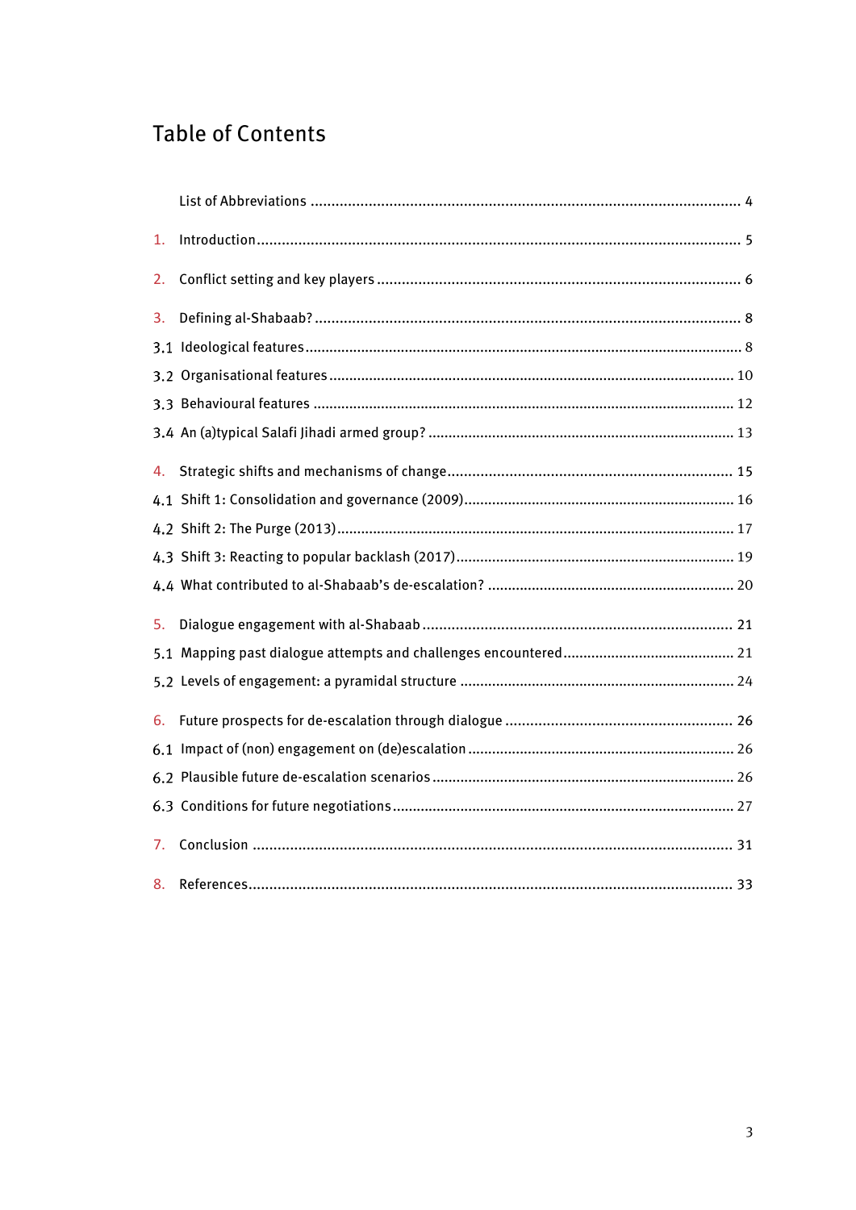# Table of Contents

List of Abbreviations ........................................................................................................ 4

1. Introduction ........................................................................................................ 5

2. Conflict setting and key players ........................................................................................................ 6

3. Defining al-Shabaab? ........................................................................................................ 8

3.1 Ideological features ........................................................................................................ 8

3.2 Organisational features ........................................................................................................ 10

3.3 Behavioural features ........................................................................................................ 12

3.4 An (a)typical Salafi Jihadi armed group? ........................................................................................................ 13

4. Strategic shifts and mechanisms of change ........................................................................................................ 15

4.1 Shift 1: Consolidation and governance (2009) ........................................................................................................ 16

4.2 Shift 2: The Purge (2013) ........................................................................................................ 17

4.3 Shift 3: Reacting to popular backlash (2017) ........................................................................................................ 19

4.4 What contributed to al-Shabaab's de-escalation? ........................................................................................................ 20

5. Dialogue engagement with al-Shabaab ........................................................................................................ 21

5.1 Mapping past dialogue attempts and challenges encountered ........................................................................................................ 21

5.2 Levels of engagement: a pyramidal structure ........................................................................................................ 24

6. Future prospects for de-escalation through dialogue ........................................................................................................ 26

6.1 Impact of (non) engagement on (de)escalation ........................................................................................................ 26

6.2 Plausible future de-escalation scenarios ........................................................................................................ 26

6.3 Conditions for future negotiations ........................................................................................................ 27

7. Conclusion ........................................................................................................ 31

8. References ........................................................................................................ 33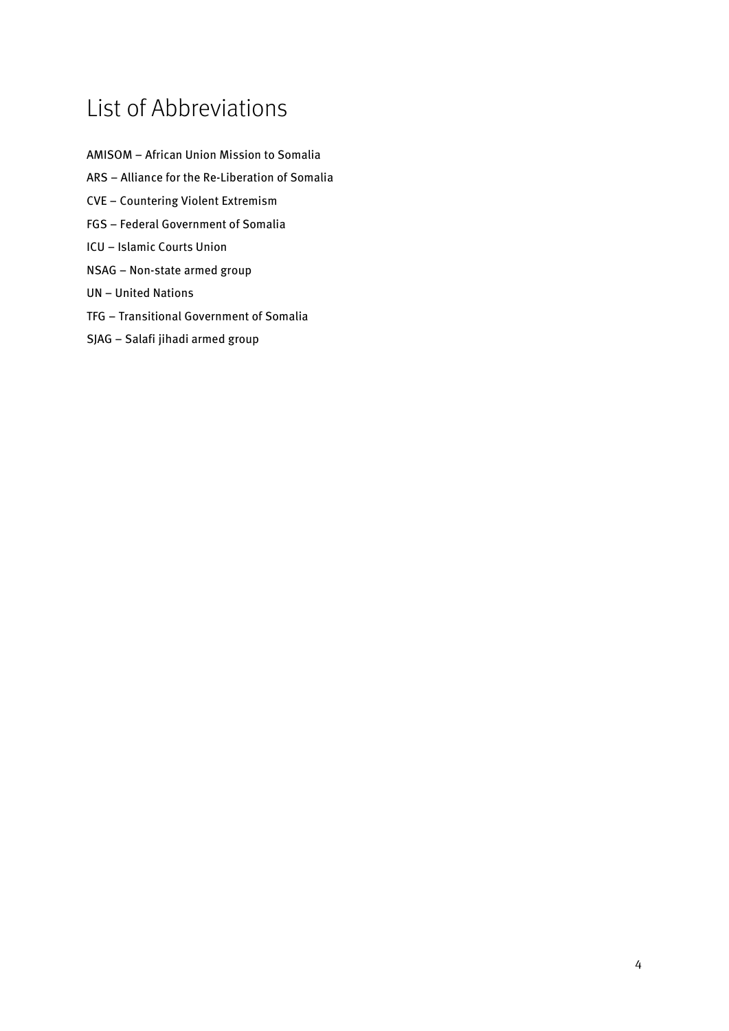# List of Abbreviations

AMISOM – African Union Mission to Somalia

ARS – Alliance for the Re-Liberation of Somalia

CVE – Countering Violent Extremism

FGS – Federal Government of Somalia

ICU – Islamic Courts Union

NSAG – Non-state armed group

UN – United Nations

TFG – Transitional Government of Somalia

SJAG – Salafi jihadi armed group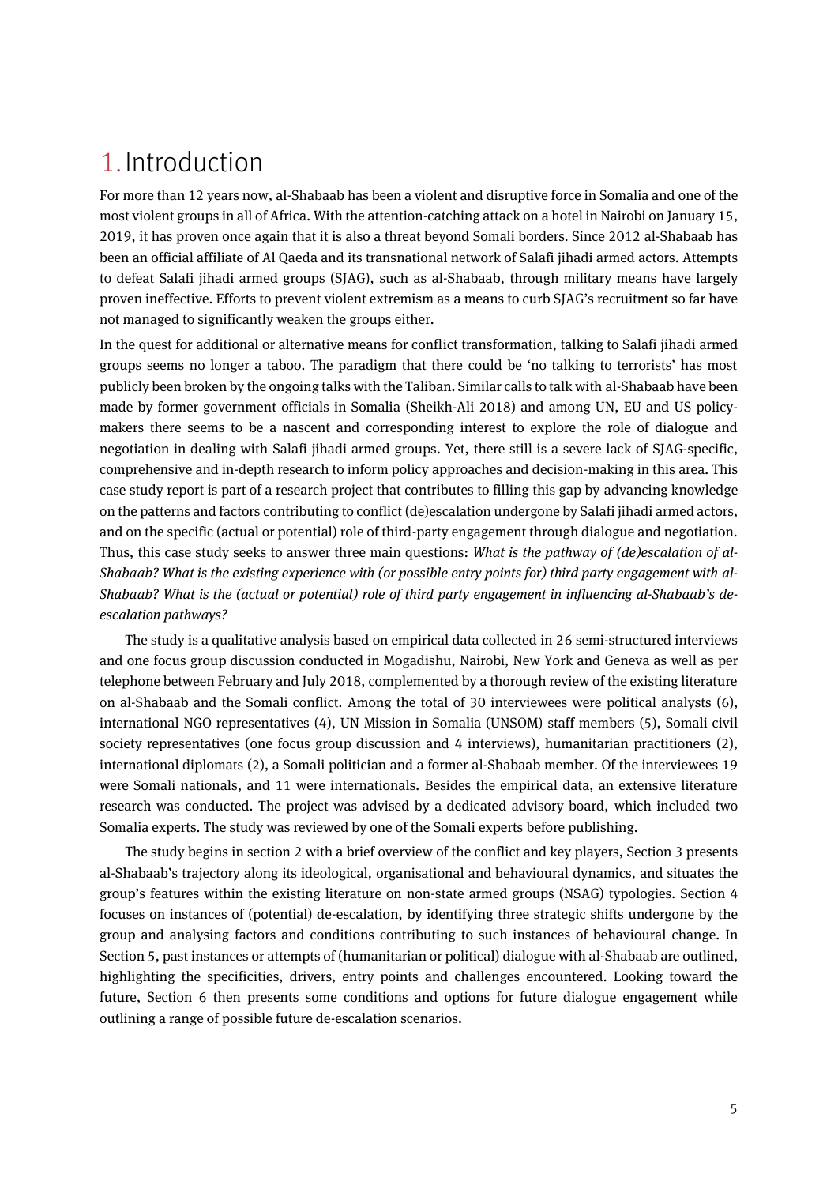# 1. Introduction

For more than 12 years now, al-Shabaab has been a violent and disruptive force in Somalia and one of the most violent groups in all of Africa. With the attention-catching attack on a hotel in Nairobi on January 15, 2019, it has proven once again that it is also a threat beyond Somali borders. Since 2012 al-Shabaab has been an official affiliate of Al Qaeda and its transnational network of Salafi jihadi armed actors. Attempts to defeat Salafi jihadi armed groups (SJAG), such as al-Shabaab, through military means have largely proven ineffective. Efforts to prevent violent extremism as a means to curb SJAG's recruitment so far have not managed to significantly weaken the groups either.

In the quest for additional or alternative means for conflict transformation, talking to Salafi jihadi armed groups seems no longer a taboo. The paradigm that there could be 'no talking to terrorists' has most publicly been broken by the ongoing talks with the Taliban. Similar calls to talk with al-Shabaab have been made by former government officials in Somalia (Sheikh-Ali 2018) and among UN, EU and US policy-makers there seems to be a nascent and corresponding interest to explore the role of dialogue and negotiation in dealing with Salafi jihadi armed groups. Yet, there still is a severe lack of SJAG-specific, comprehensive and in-depth research to inform policy approaches and decision-making in this area. This case study report is part of a research project that contributes to filling this gap by advancing knowledge on the patterns and factors contributing to conflict (de)escalation undergone by Salafi jihadi armed actors, and on the specific (actual or potential) role of third-party engagement through dialogue and negotiation. Thus, this case study seeks to answer three main questions: *What is the pathway of (de)escalation of al-Shabaab? What is the existing experience with (or possible entry points for) third party engagement with al-Shabaab? What is the (actual or potential) role of third party engagement in influencing al-Shabaab's de-escalation pathways?*

The study is a qualitative analysis based on empirical data collected in 26 semi-structured interviews and one focus group discussion conducted in Mogadishu, Nairobi, New York and Geneva as well as per telephone between February and July 2018, complemented by a thorough review of the existing literature on al-Shabaab and the Somali conflict. Among the total of 30 interviewees were political analysts (6), international NGO representatives (4), UN Mission in Somalia (UNSOM) staff members (5), Somali civil society representatives (one focus group discussion and 4 interviews), humanitarian practitioners (2), international diplomats (2), a Somali politician and a former al-Shabaab member. Of the interviewees 19 were Somali nationals, and 11 were internationals. Besides the empirical data, an extensive literature research was conducted. The project was advised by a dedicated advisory board, which included two Somalia experts. The study was reviewed by one of the Somali experts before publishing.

The study begins in section 2 with a brief overview of the conflict and key players, Section 3 presents al-Shabaab's trajectory along its ideological, organisational and behavioural dynamics, and situates the group's features within the existing literature on non-state armed groups (NSAG) typologies. Section 4 focuses on instances of (potential) de-escalation, by identifying three strategic shifts undergone by the group and analysing factors and conditions contributing to such instances of behavioural change. In Section 5, past instances or attempts of (humanitarian or political) dialogue with al-Shabaab are outlined, highlighting the specificities, drivers, entry points and challenges encountered. Looking toward the future, Section 6 then presents some conditions and options for future dialogue engagement while outlining a range of possible future de-escalation scenarios.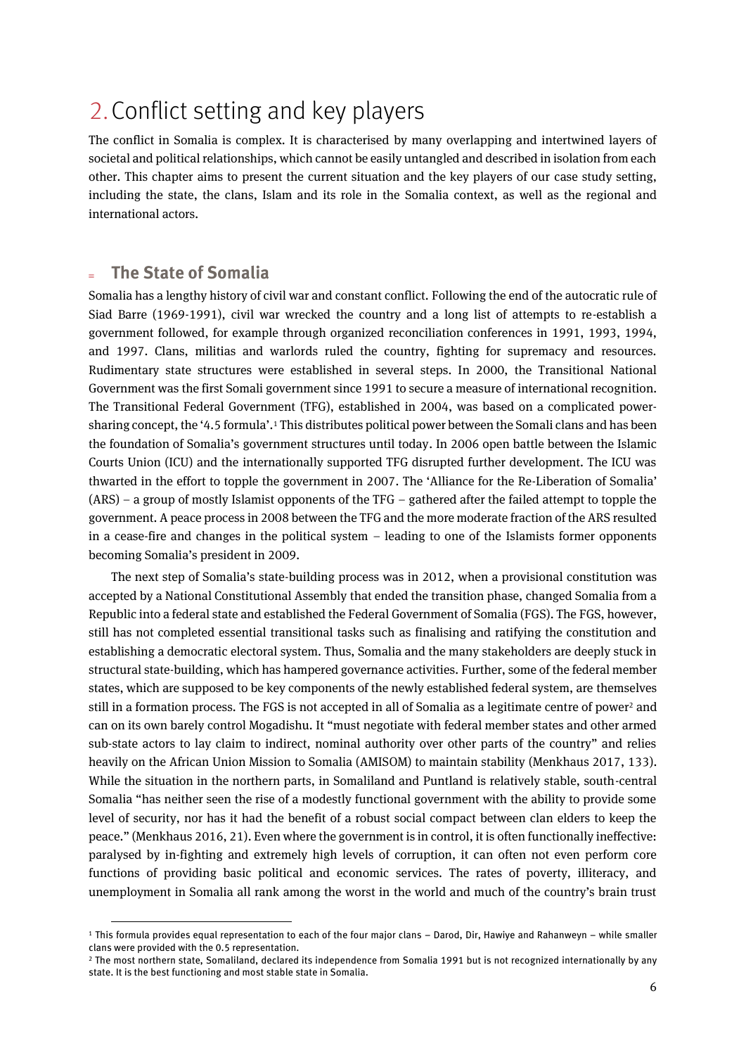# 2. Conflict setting and key players

The conflict in Somalia is complex. It is characterised by many overlapping and intertwined layers of societal and political relationships, which cannot be easily untangled and described in isolation from each other. This chapter aims to present the current situation and the key players of our case study setting, including the state, the clans, Islam and its role in the Somalia context, as well as the regional and international actors.

## The State of Somalia

Somalia has a lengthy history of civil war and constant conflict. Following the end of the autocratic rule of Siad Barre (1969-1991), civil war wrecked the country and a long list of attempts to re-establish a government followed, for example through organized reconciliation conferences in 1991, 1993, 1994, and 1997. Clans, militias and warlords ruled the country, fighting for supremacy and resources. Rudimentary state structures were established in several steps. In 2000, the Transitional National Government was the first Somali government since 1991 to secure a measure of international recognition. The Transitional Federal Government (TFG), established in 2004, was based on a complicated power-sharing concept, the '4.5 formula'.[1] This distributes political power between the Somali clans and has been the foundation of Somalia's government structures until today. In 2006 open battle between the Islamic Courts Union (ICU) and the internationally supported TFG disrupted further development. The ICU was thwarted in the effort to topple the government in 2007. The 'Alliance for the Re-Liberation of Somalia' (ARS) – a group of mostly Islamist opponents of the TFG – gathered after the failed attempt to topple the government. A peace process in 2008 between the TFG and the more moderate fraction of the ARS resulted in a cease-fire and changes in the political system – leading to one of the Islamists former opponents becoming Somalia's president in 2009.

The next step of Somalia's state-building process was in 2012, when a provisional constitution was accepted by a National Constitutional Assembly that ended the transition phase, changed Somalia from a Republic into a federal state and established the Federal Government of Somalia (FGS). The FGS, however, still has not completed essential transitional tasks such as finalising and ratifying the constitution and establishing a democratic electoral system. Thus, Somalia and the many stakeholders are deeply stuck in structural state-building, which has hampered governance activities. Further, some of the federal member states, which are supposed to be key components of the newly established federal system, are themselves still in a formation process. The FGS is not accepted in all of Somalia as a legitimate centre of power[2] and can on its own barely control Mogadishu. It "must negotiate with federal member states and other armed sub-state actors to lay claim to indirect, nominal authority over other parts of the country" and relies heavily on the African Union Mission to Somalia (AMISOM) to maintain stability (Menkhaus 2017, 133). While the situation in the northern parts, in Somaliland and Puntland is relatively stable, south-central Somalia "has neither seen the rise of a modestly functional government with the ability to provide some level of security, nor has it had the benefit of a robust social compact between clan elders to keep the peace." (Menkhaus 2016, 21). Even where the government is in control, it is often functionally ineffective: paralysed by in-fighting and extremely high levels of corruption, it can often not even perform core functions of providing basic political and economic services. The rates of poverty, illiteracy, and unemployment in Somalia all rank among the worst in the world and much of the country's brain trust

---

[1] This formula provides equal representation to each of the four major clans – Darod, Dir, Hawiye and Rahanweyn – while smaller clans were provided with the 0.5 representation.

[2] The most northern state, Somaliland, declared its independence from Somalia 1991 but is not recognized internationally by any state. It is the best functioning and most stable state in Somalia.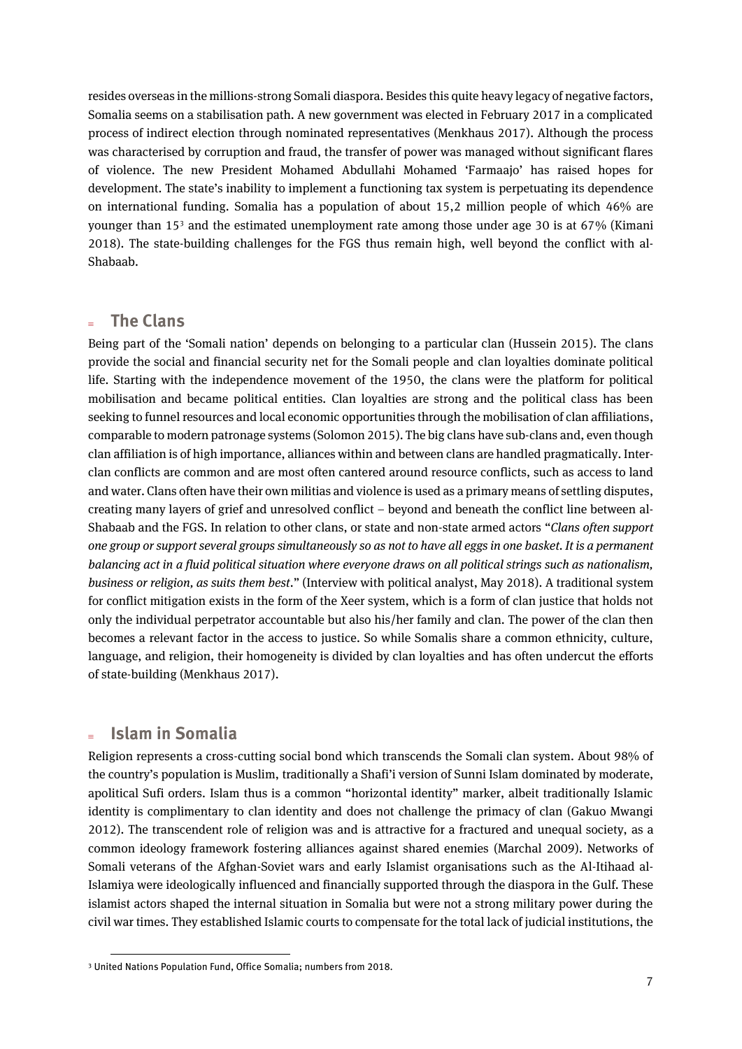resides overseas in the millions-strong Somali diaspora. Besides this quite heavy legacy of negative factors, Somalia seems on a stabilisation path. A new government was elected in February 2017 in a complicated process of indirect election through nominated representatives (Menkhaus 2017). Although the process was characterised by corruption and fraud, the transfer of power was managed without significant flares of violence. The new President Mohamed Abdullahi Mohamed 'Farmaajo' has raised hopes for development. The state's inability to implement a functioning tax system is perpetuating its dependence on international funding. Somalia has a population of about 15,2 million people of which 46% are younger than 15[3] and the estimated unemployment rate among those under age 30 is at 67% (Kimani 2018). The state-building challenges for the FGS thus remain high, well beyond the conflict with al-Shabaab.

## The Clans

Being part of the 'Somali nation' depends on belonging to a particular clan (Hussein 2015). The clans provide the social and financial security net for the Somali people and clan loyalties dominate political life. Starting with the independence movement of the 1950, the clans were the platform for political mobilisation and became political entities. Clan loyalties are strong and the political class has been seeking to funnel resources and local economic opportunities through the mobilisation of clan affiliations, comparable to modern patronage systems (Solomon 2015). The big clans have sub-clans and, even though clan affiliation is of high importance, alliances within and between clans are handled pragmatically. Inter-clan conflicts are common and are most often cantered around resource conflicts, such as access to land and water. Clans often have their own militias and violence is used as a primary means of settling disputes, creating many layers of grief and unresolved conflict – beyond and beneath the conflict line between al-Shabaab and the FGS. In relation to other clans, or state and non-state armed actors "*Clans often support one group or support several groups simultaneously so as not to have all eggs in one basket. It is a permanent balancing act in a fluid political situation where everyone draws on all political strings such as nationalism, business or religion, as suits them best*." (Interview with political analyst, May 2018). A traditional system for conflict mitigation exists in the form of the Xeer system, which is a form of clan justice that holds not only the individual perpetrator accountable but also his/her family and clan. The power of the clan then becomes a relevant factor in the access to justice. So while Somalis share a common ethnicity, culture, language, and religion, their homogeneity is divided by clan loyalties and has often undercut the efforts of state-building (Menkhaus 2017).

## Islam in Somalia

Religion represents a cross-cutting social bond which transcends the Somali clan system. About 98% of the country's population is Muslim, traditionally a Shafi'i version of Sunni Islam dominated by moderate, apolitical Sufi orders. Islam thus is a common "horizontal identity" marker, albeit traditionally Islamic identity is complimentary to clan identity and does not challenge the primacy of clan (Gakuo Mwangi 2012). The transcendent role of religion was and is attractive for a fractured and unequal society, as a common ideology framework fostering alliances against shared enemies (Marchal 2009). Networks of Somali veterans of the Afghan-Soviet wars and early Islamist organisations such as the Al-Itihaad al-Islamiya were ideologically influenced and financially supported through the diaspora in the Gulf. These islamist actors shaped the internal situation in Somalia but were not a strong military power during the civil war times. They established Islamic courts to compensate for the total lack of judicial institutions, the

[3] United Nations Population Fund, Office Somalia; numbers from 2018.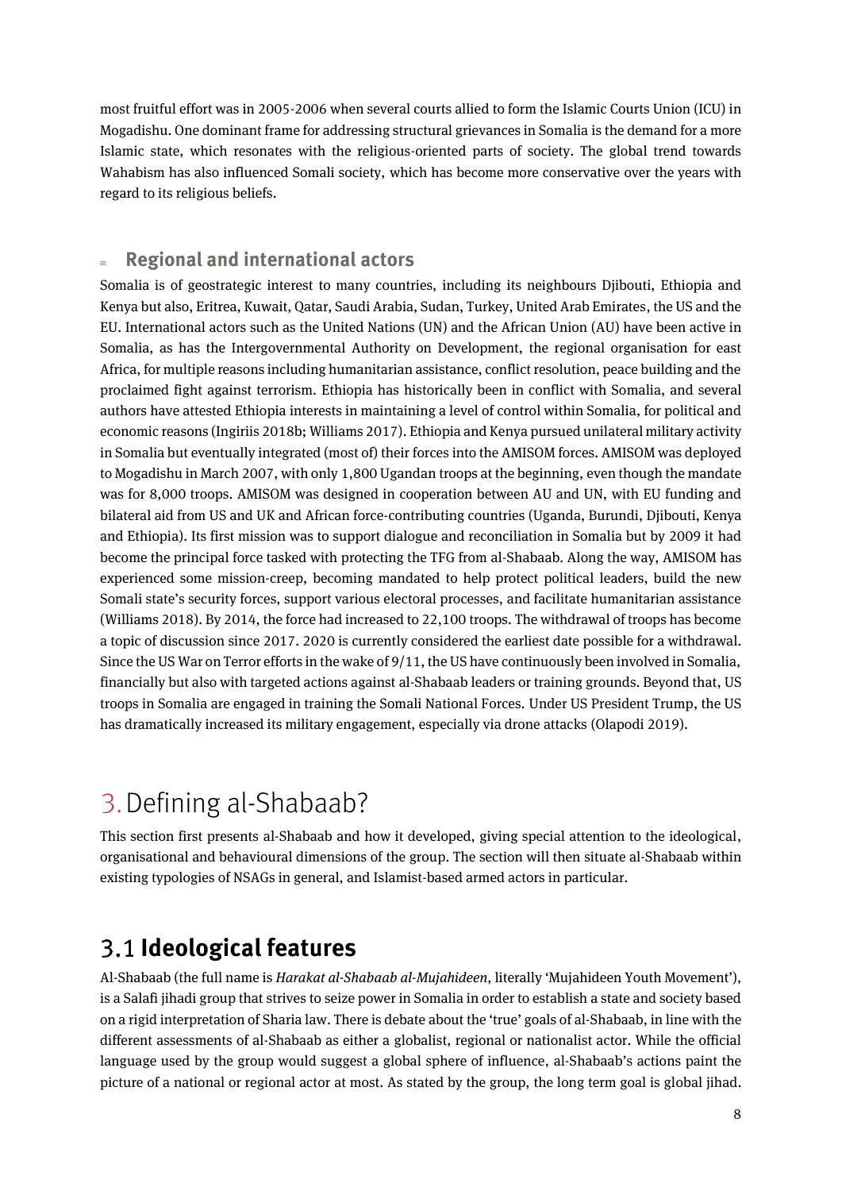most fruitful effort was in 2005-2006 when several courts allied to form the Islamic Courts Union (ICU) in Mogadishu. One dominant frame for addressing structural grievances in Somalia is the demand for a more Islamic state, which resonates with the religious-oriented parts of society. The global trend towards Wahabism has also influenced Somali society, which has become more conservative over the years with regard to its religious beliefs.

### Regional and international actors

Somalia is of geostrategic interest to many countries, including its neighbours Djibouti, Ethiopia and Kenya but also, Eritrea, Kuwait, Qatar, Saudi Arabia, Sudan, Turkey, United Arab Emirates, the US and the EU. International actors such as the United Nations (UN) and the African Union (AU) have been active in Somalia, as has the Intergovernmental Authority on Development, the regional organisation for east Africa, for multiple reasons including humanitarian assistance, conflict resolution, peace building and the proclaimed fight against terrorism. Ethiopia has historically been in conflict with Somalia, and several authors have attested Ethiopia interests in maintaining a level of control within Somalia, for political and economic reasons (Ingiriis 2018b; Williams 2017). Ethiopia and Kenya pursued unilateral military activity in Somalia but eventually integrated (most of) their forces into the AMISOM forces. AMISOM was deployed to Mogadishu in March 2007, with only 1,800 Ugandan troops at the beginning, even though the mandate was for 8,000 troops. AMISOM was designed in cooperation between AU and UN, with EU funding and bilateral aid from US and UK and African force-contributing countries (Uganda, Burundi, Djibouti, Kenya and Ethiopia). Its first mission was to support dialogue and reconciliation in Somalia but by 2009 it had become the principal force tasked with protecting the TFG from al-Shabaab. Along the way, AMISOM has experienced some mission-creep, becoming mandated to help protect political leaders, build the new Somali state's security forces, support various electoral processes, and facilitate humanitarian assistance (Williams 2018). By 2014, the force had increased to 22,100 troops. The withdrawal of troops has become a topic of discussion since 2017. 2020 is currently considered the earliest date possible for a withdrawal. Since the US War on Terror efforts in the wake of 9/11, the US have continuously been involved in Somalia, financially but also with targeted actions against al-Shabaab leaders or training grounds. Beyond that, US troops in Somalia are engaged in training the Somali National Forces. Under US President Trump, the US has dramatically increased its military engagement, especially via drone attacks (Olapodi 2019).

# 3. Defining al-Shabaab?

This section first presents al-Shabaab and how it developed, giving special attention to the ideological, organisational and behavioural dimensions of the group. The section will then situate al-Shabaab within existing typologies of NSAGs in general, and Islamist-based armed actors in particular.

## 3.1 Ideological features

Al-Shabaab (the full name is *Harakat al-Shabaab al-Mujahideen*, literally 'Mujahideen Youth Movement'), is a Salafi jihadi group that strives to seize power in Somalia in order to establish a state and society based on a rigid interpretation of Sharia law. There is debate about the 'true' goals of al-Shabaab, in line with the different assessments of al-Shabaab as either a globalist, regional or nationalist actor. While the official language used by the group would suggest a global sphere of influence, al-Shabaab's actions paint the picture of a national or regional actor at most. As stated by the group, the long term goal is global jihad.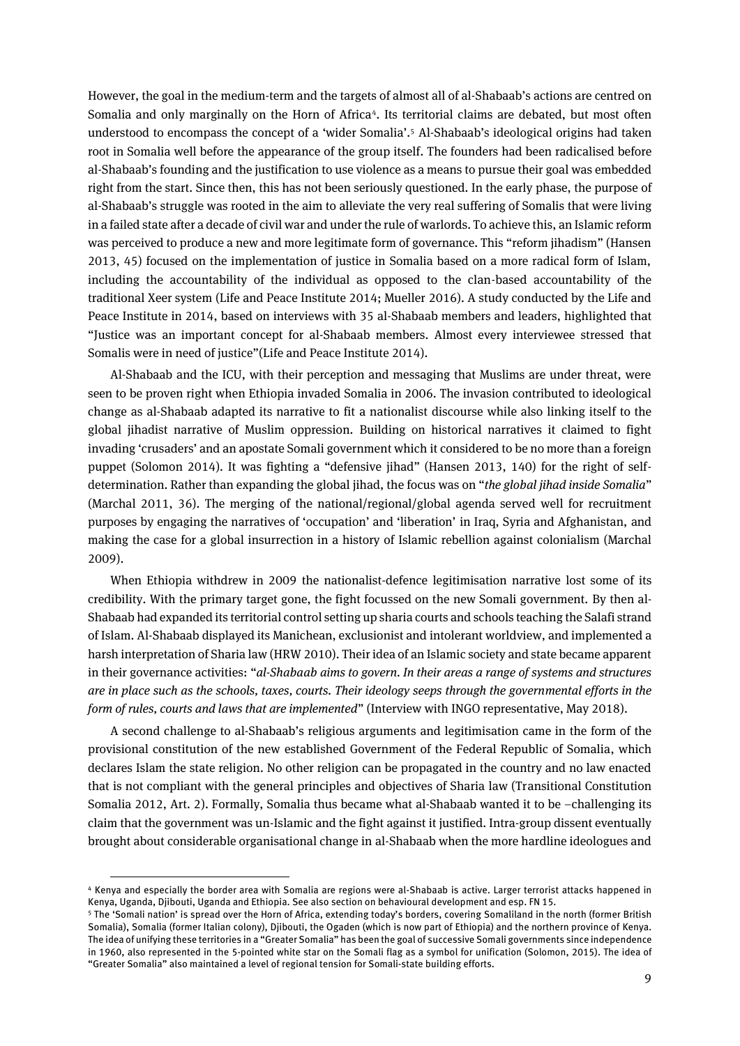However, the goal in the medium-term and the targets of almost all of al-Shabaab's actions are centred on Somalia and only marginally on the Horn of Africa[4]. Its territorial claims are debated, but most often understood to encompass the concept of a 'wider Somalia'.[5] Al-Shabaab's ideological origins had taken root in Somalia well before the appearance of the group itself. The founders had been radicalised before al-Shabaab's founding and the justification to use violence as a means to pursue their goal was embedded right from the start. Since then, this has not been seriously questioned. In the early phase, the purpose of al-Shabaab's struggle was rooted in the aim to alleviate the very real suffering of Somalis that were living in a failed state after a decade of civil war and under the rule of warlords. To achieve this, an Islamic reform was perceived to produce a new and more legitimate form of governance. This "reform jihadism" (Hansen 2013, 45) focused on the implementation of justice in Somalia based on a more radical form of Islam, including the accountability of the individual as opposed to the clan-based accountability of the traditional Xeer system (Life and Peace Institute 2014; Mueller 2016). A study conducted by the Life and Peace Institute in 2014, based on interviews with 35 al-Shabaab members and leaders, highlighted that "Justice was an important concept for al-Shabaab members. Almost every interviewee stressed that Somalis were in need of justice"(Life and Peace Institute 2014).

Al-Shabaab and the ICU, with their perception and messaging that Muslims are under threat, were seen to be proven right when Ethiopia invaded Somalia in 2006. The invasion contributed to ideological change as al-Shabaab adapted its narrative to fit a nationalist discourse while also linking itself to the global jihadist narrative of Muslim oppression. Building on historical narratives it claimed to fight invading 'crusaders' and an apostate Somali government which it considered to be no more than a foreign puppet (Solomon 2014). It was fighting a "defensive jihad" (Hansen 2013, 140) for the right of self-determination. Rather than expanding the global jihad, the focus was on "*the global jihad inside Somalia*" (Marchal 2011, 36). The merging of the national/regional/global agenda served well for recruitment purposes by engaging the narratives of 'occupation' and 'liberation' in Iraq, Syria and Afghanistan, and making the case for a global insurrection in a history of Islamic rebellion against colonialism (Marchal 2009).

When Ethiopia withdrew in 2009 the nationalist-defence legitimisation narrative lost some of its credibility. With the primary target gone, the fight focussed on the new Somali government. By then al-Shabaab had expanded its territorial control setting up sharia courts and schools teaching the Salafi strand of Islam. Al-Shabaab displayed its Manichean, exclusionist and intolerant worldview, and implemented a harsh interpretation of Sharia law (HRW 2010). Their idea of an Islamic society and state became apparent in their governance activities: "*al-Shabaab aims to govern. In their areas a range of systems and structures are in place such as the schools, taxes, courts. Their ideology seeps through the governmental efforts in the form of rules, courts and laws that are implemented*" (Interview with INGO representative, May 2018).

A second challenge to al-Shabaab's religious arguments and legitimisation came in the form of the provisional constitution of the new established Government of the Federal Republic of Somalia, which declares Islam the state religion. No other religion can be propagated in the country and no law enacted that is not compliant with the general principles and objectives of Sharia law (Transitional Constitution Somalia 2012, Art. 2). Formally, Somalia thus became what al-Shabaab wanted it to be –challenging its claim that the government was un-Islamic and the fight against it justified. Intra-group dissent eventually brought about considerable organisational change in al-Shabaab when the more hardline ideologues and

---

[4] Kenya and especially the border area with Somalia are regions were al-Shabaab is active. Larger terrorist attacks happened in Kenya, Uganda, Djibouti, Uganda and Ethiopia. See also section on behavioural development and esp. FN 15.

[5] The 'Somali nation' is spread over the Horn of Africa, extending today's borders, covering Somaliland in the north (former British Somalia), Somalia (former Italian colony), Djibouti, the Ogaden (which is now part of Ethiopia) and the northern province of Kenya. The idea of unifying these territories in a "Greater Somalia" has been the goal of successive Somali governments since independence in 1960, also represented in the 5-pointed white star on the Somali flag as a symbol for unification (Solomon, 2015). The idea of "Greater Somalia" also maintained a level of regional tension for Somali-state building efforts.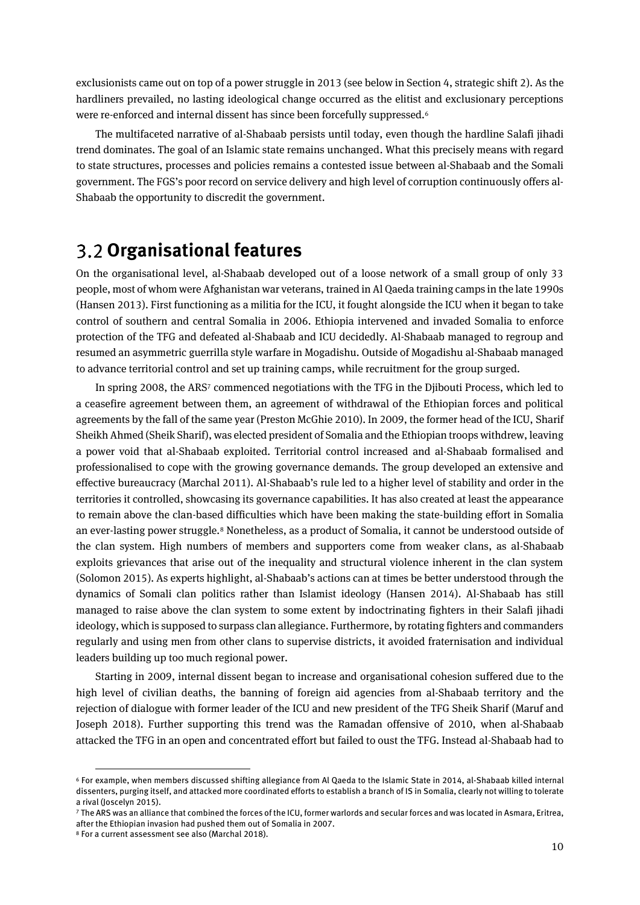exclusionists came out on top of a power struggle in 2013 (see below in Section 4, strategic shift 2). As the hardliners prevailed, no lasting ideological change occurred as the elitist and exclusionary perceptions were re-enforced and internal dissent has since been forcefully suppressed.[6]

The multifaceted narrative of al-Shabaab persists until today, even though the hardline Salafi jihadi trend dominates. The goal of an Islamic state remains unchanged. What this precisely means with regard to state structures, processes and policies remains a contested issue between al-Shabaab and the Somali government. The FGS's poor record on service delivery and high level of corruption continuously offers al-Shabaab the opportunity to discredit the government.

## 3.2 Organisational features

On the organisational level, al-Shabaab developed out of a loose network of a small group of only 33 people, most of whom were Afghanistan war veterans, trained in Al Qaeda training camps in the late 1990s (Hansen 2013). First functioning as a militia for the ICU, it fought alongside the ICU when it began to take control of southern and central Somalia in 2006. Ethiopia intervened and invaded Somalia to enforce protection of the TFG and defeated al-Shabaab and ICU decidedly. Al-Shabaab managed to regroup and resumed an asymmetric guerrilla style warfare in Mogadishu. Outside of Mogadishu al-Shabaab managed to advance territorial control and set up training camps, while recruitment for the group surged.

In spring 2008, the ARS[7] commenced negotiations with the TFG in the Djibouti Process, which led to a ceasefire agreement between them, an agreement of withdrawal of the Ethiopian forces and political agreements by the fall of the same year (Preston McGhie 2010). In 2009, the former head of the ICU, Sharif Sheikh Ahmed (Sheik Sharif), was elected president of Somalia and the Ethiopian troops withdrew, leaving a power void that al-Shabaab exploited. Territorial control increased and al-Shabaab formalised and professionalised to cope with the growing governance demands. The group developed an extensive and effective bureaucracy (Marchal 2011). Al-Shabaab's rule led to a higher level of stability and order in the territories it controlled, showcasing its governance capabilities. It has also created at least the appearance to remain above the clan-based difficulties which have been making the state-building effort in Somalia an ever-lasting power struggle.[8] Nonetheless, as a product of Somalia, it cannot be understood outside of the clan system. High numbers of members and supporters come from weaker clans, as al-Shabaab exploits grievances that arise out of the inequality and structural violence inherent in the clan system (Solomon 2015). As experts highlight, al-Shabaab's actions can at times be better understood through the dynamics of Somali clan politics rather than Islamist ideology (Hansen 2014). Al-Shabaab has still managed to raise above the clan system to some extent by indoctrinating fighters in their Salafi jihadi ideology, which is supposed to surpass clan allegiance. Furthermore, by rotating fighters and commanders regularly and using men from other clans to supervise districts, it avoided fraternisation and individual leaders building up too much regional power.

Starting in 2009, internal dissent began to increase and organisational cohesion suffered due to the high level of civilian deaths, the banning of foreign aid agencies from al-Shabaab territory and the rejection of dialogue with former leader of the ICU and new president of the TFG Sheik Sharif (Maruf and Joseph 2018). Further supporting this trend was the Ramadan offensive of 2010, when al-Shabaab attacked the TFG in an open and concentrated effort but failed to oust the TFG. Instead al-Shabaab had to

---

[6] For example, when members discussed shifting allegiance from Al Qaeda to the Islamic State in 2014, al-Shabaab killed internal dissenters, purging itself, and attacked more coordinated efforts to establish a branch of IS in Somalia, clearly not willing to tolerate a rival (Joscelyn 2015).

[7] The ARS was an alliance that combined the forces of the ICU, former warlords and secular forces and was located in Asmara, Eritrea, after the Ethiopian invasion had pushed them out of Somalia in 2007.

[8] For a current assessment see also (Marchal 2018).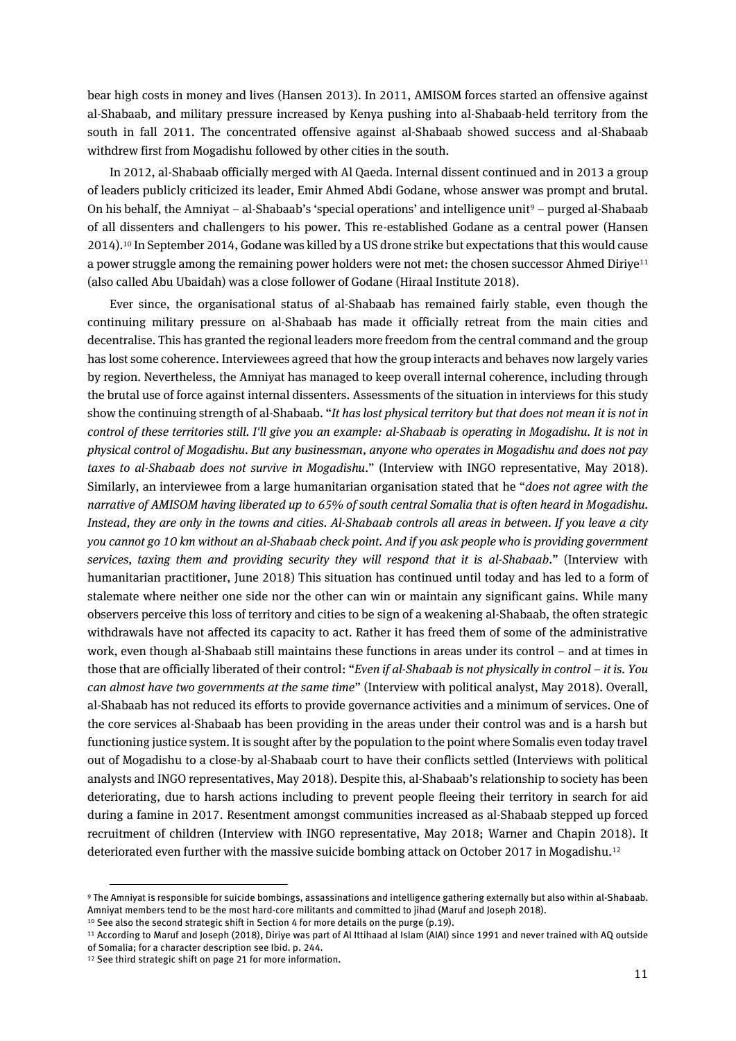bear high costs in money and lives (Hansen 2013). In 2011, AMISOM forces started an offensive against al-Shabaab, and military pressure increased by Kenya pushing into al-Shabaab-held territory from the south in fall 2011. The concentrated offensive against al-Shabaab showed success and al-Shabaab withdrew first from Mogadishu followed by other cities in the south.

In 2012, al-Shabaab officially merged with Al Qaeda. Internal dissent continued and in 2013 a group of leaders publicly criticized its leader, Emir Ahmed Abdi Godane, whose answer was prompt and brutal. On his behalf, the Amniyat – al-Shabaab's 'special operations' and intelligence unit[9] – purged al-Shabaab of all dissenters and challengers to his power. This re-established Godane as a central power (Hansen 2014).[10] In September 2014, Godane was killed by a US drone strike but expectations that this would cause a power struggle among the remaining power holders were not met: the chosen successor Ahmed Diriye[11] (also called Abu Ubaidah) was a close follower of Godane (Hiraal Institute 2018).

Ever since, the organisational status of al-Shabaab has remained fairly stable, even though the continuing military pressure on al-Shabaab has made it officially retreat from the main cities and decentralise. This has granted the regional leaders more freedom from the central command and the group has lost some coherence. Interviewees agreed that how the group interacts and behaves now largely varies by region. Nevertheless, the Amniyat has managed to keep overall internal coherence, including through the brutal use of force against internal dissenters. Assessments of the situation in interviews for this study show the continuing strength of al-Shabaab. "*It has lost physical territory but that does not mean it is not in control of these territories still. I'll give you an example: al-Shabaab is operating in Mogadishu. It is not in physical control of Mogadishu. But any businessman, anyone who operates in Mogadishu and does not pay taxes to al-Shabaab does not survive in Mogadishu*." (Interview with INGO representative, May 2018). Similarly, an interviewee from a large humanitarian organisation stated that he "*does not agree with the narrative of AMISOM having liberated up to 65% of south central Somalia that is often heard in Mogadishu. Instead, they are only in the towns and cities. Al-Shabaab controls all areas in between. If you leave a city you cannot go 10 km without an al-Shabaab check point. And if you ask people who is providing government services, taxing them and providing security they will respond that it is al-Shabaab*." (Interview with humanitarian practitioner, June 2018) This situation has continued until today and has led to a form of stalemate where neither one side nor the other can win or maintain any significant gains. While many observers perceive this loss of territory and cities to be sign of a weakening al-Shabaab, the often strategic withdrawals have not affected its capacity to act. Rather it has freed them of some of the administrative work, even though al-Shabaab still maintains these functions in areas under its control – and at times in those that are officially liberated of their control: "*Even if al-Shabaab is not physically in control – it is. You can almost have two governments at the same time*" (Interview with political analyst, May 2018). Overall, al-Shabaab has not reduced its efforts to provide governance activities and a minimum of services. One of the core services al-Shabaab has been providing in the areas under their control was and is a harsh but functioning justice system. It is sought after by the population to the point where Somalis even today travel out of Mogadishu to a close-by al-Shabaab court to have their conflicts settled (Interviews with political analysts and INGO representatives, May 2018). Despite this, al-Shabaab's relationship to society has been deteriorating, due to harsh actions including to prevent people fleeing their territory in search for aid during a famine in 2017. Resentment amongst communities increased as al-Shabaab stepped up forced recruitment of children (Interview with INGO representative, May 2018; Warner and Chapin 2018). It deteriorated even further with the massive suicide bombing attack on October 2017 in Mogadishu.[12]

---

[9] The Amniyat is responsible for suicide bombings, assassinations and intelligence gathering externally but also within al-Shabaab. Amniyat members tend to be the most hard-core militants and committed to jihad (Maruf and Joseph 2018).

[10] See also the second strategic shift in Section 4 for more details on the purge (p.19).

[11] According to Maruf and Joseph (2018), Diriye was part of Al Ittihaad al Islam (AIAI) since 1991 and never trained with AQ outside of Somalia; for a character description see Ibid. p. 244.

[12] See third strategic shift on page 21 for more information.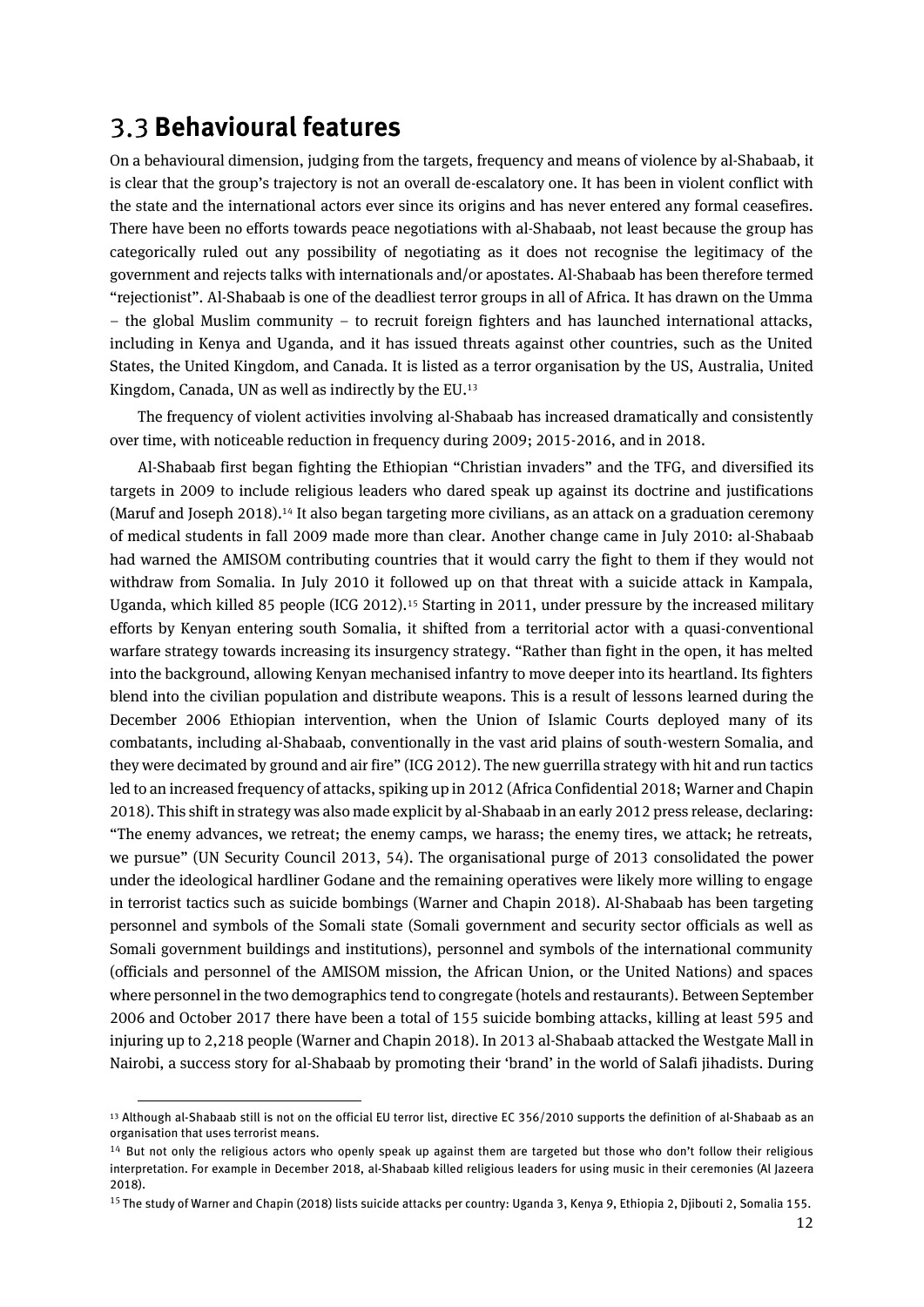## 3.3 **Behavioural features**

On a behavioural dimension, judging from the targets, frequency and means of violence by al-Shabaab, it is clear that the group's trajectory is not an overall de-escalatory one. It has been in violent conflict with the state and the international actors ever since its origins and has never entered any formal ceasefires. There have been no efforts towards peace negotiations with al-Shabaab, not least because the group has categorically ruled out any possibility of negotiating as it does not recognise the legitimacy of the government and rejects talks with internationals and/or apostates. Al-Shabaab has been therefore termed "rejectionist". Al-Shabaab is one of the deadliest terror groups in all of Africa. It has drawn on the Umma – the global Muslim community – to recruit foreign fighters and has launched international attacks, including in Kenya and Uganda, and it has issued threats against other countries, such as the United States, the United Kingdom, and Canada. It is listed as a terror organisation by the US, Australia, United Kingdom, Canada, UN as well as indirectly by the EU.[13]

The frequency of violent activities involving al-Shabaab has increased dramatically and consistently over time, with noticeable reduction in frequency during 2009; 2015-2016, and in 2018.

Al-Shabaab first began fighting the Ethiopian "Christian invaders" and the TFG, and diversified its targets in 2009 to include religious leaders who dared speak up against its doctrine and justifications (Maruf and Joseph 2018).[14] It also began targeting more civilians, as an attack on a graduation ceremony of medical students in fall 2009 made more than clear. Another change came in July 2010: al-Shabaab had warned the AMISOM contributing countries that it would carry the fight to them if they would not withdraw from Somalia. In July 2010 it followed up on that threat with a suicide attack in Kampala, Uganda, which killed 85 people (ICG 2012).[15] Starting in 2011, under pressure by the increased military efforts by Kenyan entering south Somalia, it shifted from a territorial actor with a quasi-conventional warfare strategy towards increasing its insurgency strategy. "Rather than fight in the open, it has melted into the background, allowing Kenyan mechanised infantry to move deeper into its heartland. Its fighters blend into the civilian population and distribute weapons. This is a result of lessons learned during the December 2006 Ethiopian intervention, when the Union of Islamic Courts deployed many of its combatants, including al-Shabaab, conventionally in the vast arid plains of south-western Somalia, and they were decimated by ground and air fire" (ICG 2012). The new guerrilla strategy with hit and run tactics led to an increased frequency of attacks, spiking up in 2012 (Africa Confidential 2018; Warner and Chapin 2018). This shift in strategy was also made explicit by al-Shabaab in an early 2012 press release, declaring: "The enemy advances, we retreat; the enemy camps, we harass; the enemy tires, we attack; he retreats, we pursue" (UN Security Council 2013, 54). The organisational purge of 2013 consolidated the power under the ideological hardliner Godane and the remaining operatives were likely more willing to engage in terrorist tactics such as suicide bombings (Warner and Chapin 2018). Al-Shabaab has been targeting personnel and symbols of the Somali state (Somali government and security sector officials as well as Somali government buildings and institutions), personnel and symbols of the international community (officials and personnel of the AMISOM mission, the African Union, or the United Nations) and spaces where personnel in the two demographics tend to congregate (hotels and restaurants). Between September 2006 and October 2017 there have been a total of 155 suicide bombing attacks, killing at least 595 and injuring up to 2,218 people (Warner and Chapin 2018). In 2013 al-Shabaab attacked the Westgate Mall in Nairobi, a success story for al-Shabaab by promoting their 'brand' in the world of Salafi jihadists. During

---

[13] Although al-Shabaab still is not on the official EU terror list, directive EC 356/2010 supports the definition of al-Shabaab as an organisation that uses terrorist means.

[14] But not only the religious actors who openly speak up against them are targeted but those who don't follow their religious interpretation. For example in December 2018, al-Shabaab killed religious leaders for using music in their ceremonies (Al Jazeera 2018).

[15] The study of Warner and Chapin (2018) lists suicide attacks per country: Uganda 3, Kenya 9, Ethiopia 2, Djibouti 2, Somalia 155.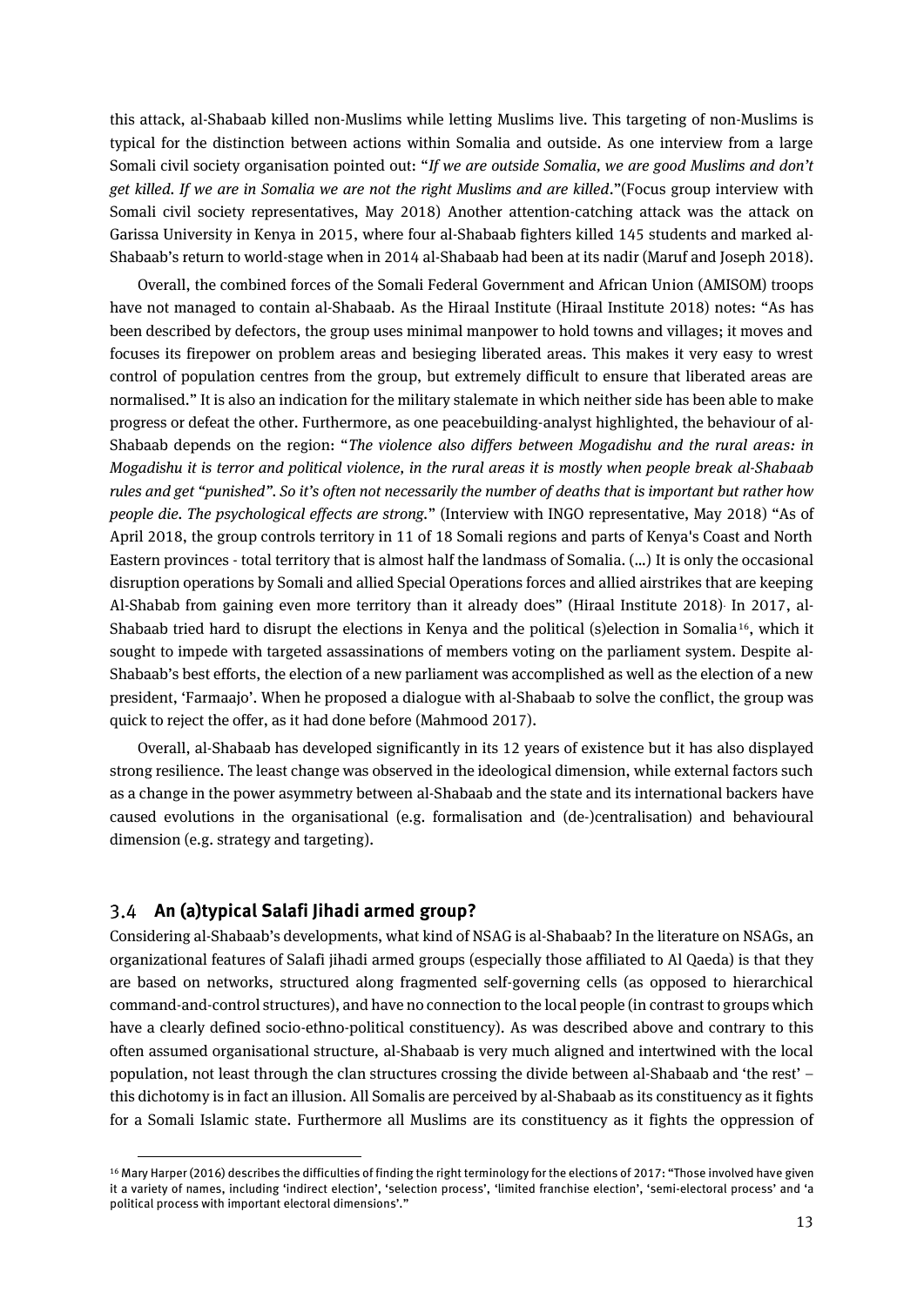this attack, al-Shabaab killed non-Muslims while letting Muslims live. This targeting of non-Muslims is typical for the distinction between actions within Somalia and outside. As one interview from a large Somali civil society organisation pointed out: "*If we are outside Somalia, we are good Muslims and don't get killed. If we are in Somalia we are not the right Muslims and are killed*."(Focus group interview with Somali civil society representatives, May 2018) Another attention-catching attack was the attack on Garissa University in Kenya in 2015, where four al-Shabaab fighters killed 145 students and marked al-Shabaab's return to world-stage when in 2014 al-Shabaab had been at its nadir (Maruf and Joseph 2018).

Overall, the combined forces of the Somali Federal Government and African Union (AMISOM) troops have not managed to contain al-Shabaab. As the Hiraal Institute (Hiraal Institute 2018) notes: "As has been described by defectors, the group uses minimal manpower to hold towns and villages; it moves and focuses its firepower on problem areas and besieging liberated areas. This makes it very easy to wrest control of population centres from the group, but extremely difficult to ensure that liberated areas are normalised." It is also an indication for the military stalemate in which neither side has been able to make progress or defeat the other. Furthermore, as one peacebuilding-analyst highlighted, the behaviour of al-Shabaab depends on the region: "*The violence also differs between Mogadishu and the rural areas: in Mogadishu it is terror and political violence, in the rural areas it is mostly when people break al-Shabaab rules and get "punished". So it's often not necessarily the number of deaths that is important but rather how people die. The psychological effects are strong.*" (Interview with INGO representative, May 2018) "As of April 2018, the group controls territory in 11 of 18 Somali regions and parts of Kenya's Coast and North Eastern provinces - total territory that is almost half the landmass of Somalia. (…) It is only the occasional disruption operations by Somali and allied Special Operations forces and allied airstrikes that are keeping Al-Shabab from gaining even more territory than it already does" (Hiraal Institute 2018). In 2017, al-Shabaab tried hard to disrupt the elections in Kenya and the political (s)election in Somalia[16], which it sought to impede with targeted assassinations of members voting on the parliament system. Despite al-Shabaab's best efforts, the election of a new parliament was accomplished as well as the election of a new president, 'Farmaajo'. When he proposed a dialogue with al-Shabaab to solve the conflict, the group was quick to reject the offer, as it had done before (Mahmood 2017).

Overall, al-Shabaab has developed significantly in its 12 years of existence but it has also displayed strong resilience. The least change was observed in the ideological dimension, while external factors such as a change in the power asymmetry between al-Shabaab and the state and its international backers have caused evolutions in the organisational (e.g. formalisation and (de-)centralisation) and behavioural dimension (e.g. strategy and targeting).

### 3.4 An (a)typical Salafi Jihadi armed group?

Considering al-Shabaab's developments, what kind of NSAG is al-Shabaab? In the literature on NSAGs, an organizational features of Salafi jihadi armed groups (especially those affiliated to Al Qaeda) is that they are based on networks, structured along fragmented self-governing cells (as opposed to hierarchical command-and-control structures), and have no connection to the local people (in contrast to groups which have a clearly defined socio-ethno-political constituency). As was described above and contrary to this often assumed organisational structure, al-Shabaab is very much aligned and intertwined with the local population, not least through the clan structures crossing the divide between al-Shabaab and 'the rest' – this dichotomy is in fact an illusion. All Somalis are perceived by al-Shabaab as its constituency as it fights for a Somali Islamic state. Furthermore all Muslims are its constituency as it fights the oppression of

[16] Mary Harper (2016) describes the difficulties of finding the right terminology for the elections of 2017: "Those involved have given it a variety of names, including 'indirect election', 'selection process', 'limited franchise election', 'semi-electoral process' and 'a political process with important electoral dimensions'."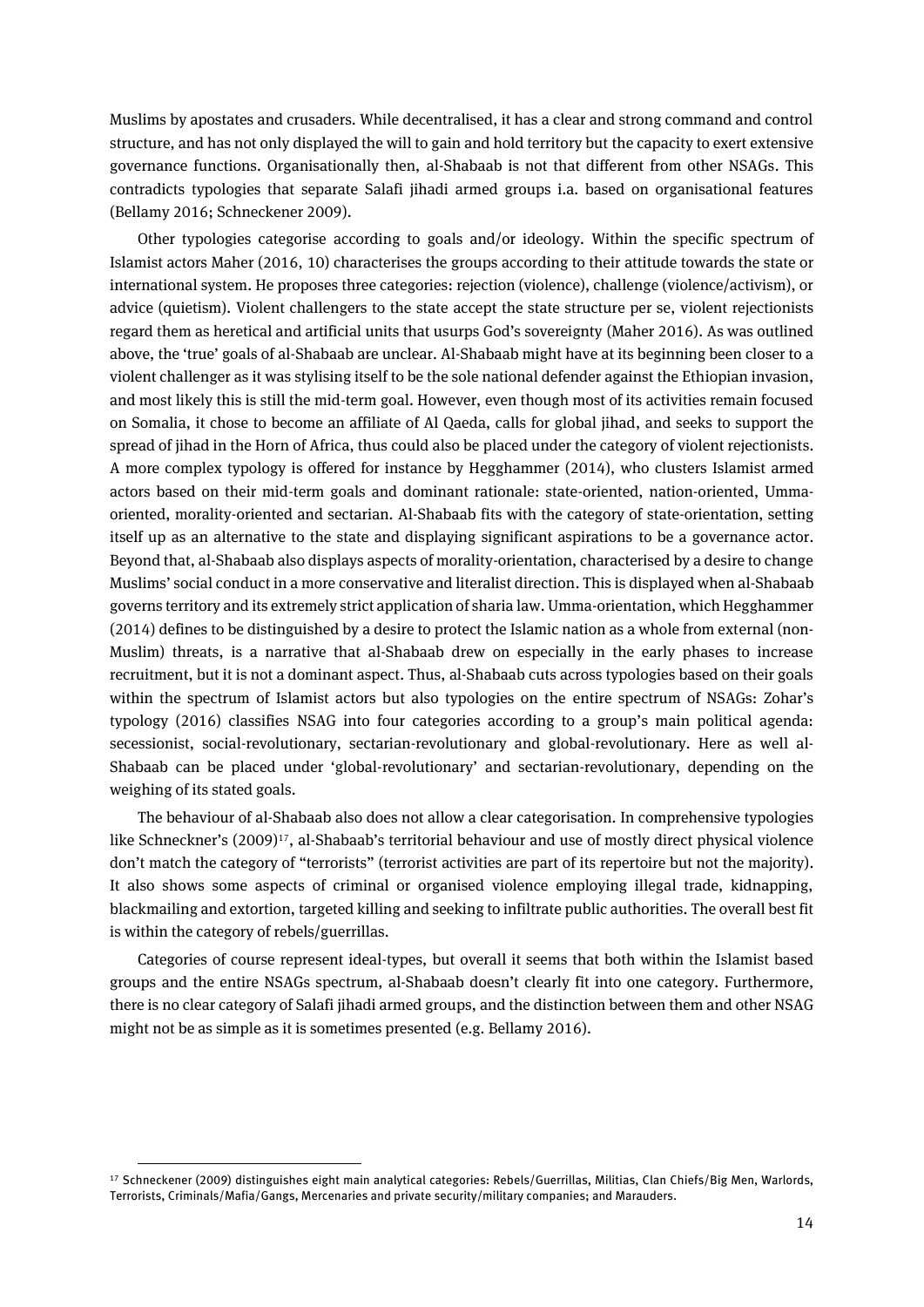Muslims by apostates and crusaders. While decentralised, it has a clear and strong command and control structure, and has not only displayed the will to gain and hold territory but the capacity to exert extensive governance functions. Organisationally then, al-Shabaab is not that different from other NSAGs. This contradicts typologies that separate Salafi jihadi armed groups i.a. based on organisational features (Bellamy 2016; Schneckener 2009).

Other typologies categorise according to goals and/or ideology. Within the specific spectrum of Islamist actors Maher (2016, 10) characterises the groups according to their attitude towards the state or international system. He proposes three categories: rejection (violence), challenge (violence/activism), or advice (quietism). Violent challengers to the state accept the state structure per se, violent rejectionists regard them as heretical and artificial units that usurps God's sovereignty (Maher 2016). As was outlined above, the 'true' goals of al-Shabaab are unclear. Al-Shabaab might have at its beginning been closer to a violent challenger as it was stylising itself to be the sole national defender against the Ethiopian invasion, and most likely this is still the mid-term goal. However, even though most of its activities remain focused on Somalia, it chose to become an affiliate of Al Qaeda, calls for global jihad, and seeks to support the spread of jihad in the Horn of Africa, thus could also be placed under the category of violent rejectionists. A more complex typology is offered for instance by Hegghammer (2014), who clusters Islamist armed actors based on their mid-term goals and dominant rationale: state-oriented, nation-oriented, Umma-oriented, morality-oriented and sectarian. Al-Shabaab fits with the category of state-orientation, setting itself up as an alternative to the state and displaying significant aspirations to be a governance actor. Beyond that, al-Shabaab also displays aspects of morality-orientation, characterised by a desire to change Muslims' social conduct in a more conservative and literalist direction. This is displayed when al-Shabaab governs territory and its extremely strict application of sharia law. Umma-orientation, which Hegghammer (2014) defines to be distinguished by a desire to protect the Islamic nation as a whole from external (non-Muslim) threats, is a narrative that al-Shabaab drew on especially in the early phases to increase recruitment, but it is not a dominant aspect. Thus, al-Shabaab cuts across typologies based on their goals within the spectrum of Islamist actors but also typologies on the entire spectrum of NSAGs: Zohar's typology (2016) classifies NSAG into four categories according to a group's main political agenda: secessionist, social-revolutionary, sectarian-revolutionary and global-revolutionary. Here as well al-Shabaab can be placed under 'global-revolutionary' and sectarian-revolutionary, depending on the weighing of its stated goals.

The behaviour of al-Shabaab also does not allow a clear categorisation. In comprehensive typologies like Schneckner's (2009)[17], al-Shabaab's territorial behaviour and use of mostly direct physical violence don't match the category of "terrorists" (terrorist activities are part of its repertoire but not the majority). It also shows some aspects of criminal or organised violence employing illegal trade, kidnapping, blackmailing and extortion, targeted killing and seeking to infiltrate public authorities. The overall best fit is within the category of rebels/guerrillas.

Categories of course represent ideal-types, but overall it seems that both within the Islamist based groups and the entire NSAGs spectrum, al-Shabaab doesn't clearly fit into one category. Furthermore, there is no clear category of Salafi jihadi armed groups, and the distinction between them and other NSAG might not be as simple as it is sometimes presented (e.g. Bellamy 2016).

[17] Schneckener (2009) distinguishes eight main analytical categories: Rebels/Guerrillas, Militias, Clan Chiefs/Big Men, Warlords, Terrorists, Criminals/Mafia/Gangs, Mercenaries and private security/military companies; and Marauders.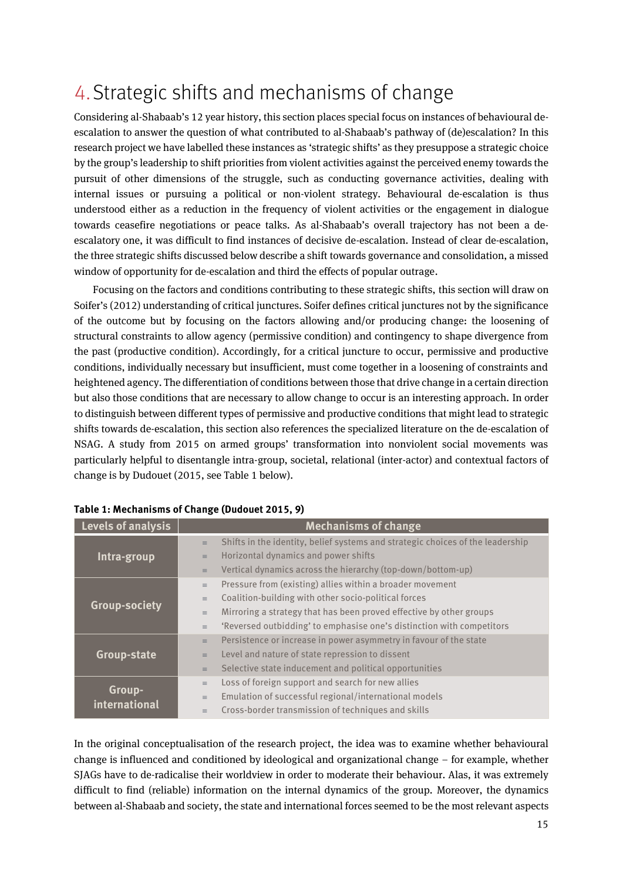# 4. Strategic shifts and mechanisms of change

Considering al-Shabaab's 12 year history, this section places special focus on instances of behavioural de-escalation to answer the question of what contributed to al-Shabaab's pathway of (de)escalation? In this research project we have labelled these instances as 'strategic shifts' as they presuppose a strategic choice by the group's leadership to shift priorities from violent activities against the perceived enemy towards the pursuit of other dimensions of the struggle, such as conducting governance activities, dealing with internal issues or pursuing a political or non-violent strategy. Behavioural de-escalation is thus understood either as a reduction in the frequency of violent activities or the engagement in dialogue towards ceasefire negotiations or peace talks. As al-Shabaab's overall trajectory has not been a de-escalatory one, it was difficult to find instances of decisive de-escalation. Instead of clear de-escalation, the three strategic shifts discussed below describe a shift towards governance and consolidation, a missed window of opportunity for de-escalation and third the effects of popular outrage.

Focusing on the factors and conditions contributing to these strategic shifts, this section will draw on Soifer's (2012) understanding of critical junctures. Soifer defines critical junctures not by the significance of the outcome but by focusing on the factors allowing and/or producing change: the loosening of structural constraints to allow agency (permissive condition) and contingency to shape divergence from the past (productive condition). Accordingly, for a critical juncture to occur, permissive and productive conditions, individually necessary but insufficient, must come together in a loosening of constraints and heightened agency. The differentiation of conditions between those that drive change in a certain direction but also those conditions that are necessary to allow change to occur is an interesting approach. In order to distinguish between different types of permissive and productive conditions that might lead to strategic shifts towards de-escalation, this section also references the specialized literature on the de-escalation of NSAG. A study from 2015 on armed groups' transformation into nonviolent social movements was particularly helpful to disentangle intra-group, societal, relational (inter-actor) and contextual factors of change is by Dudouet (2015, see Table 1 below).

**Table 1: Mechanisms of Change (Dudouet 2015, 9)**

| Levels of analysis | Mechanisms of change |
|---|---|
| Intra-group | Shifts in the identity, belief systems and strategic choices of the leadership<br>Horizontal dynamics and power shifts<br>Vertical dynamics across the hierarchy (top-down/bottom-up) |
| Group-society | Pressure from (existing) allies within a broader movement<br>Coalition-building with other socio-political forces<br>Mirroring a strategy that has been proved effective by other groups<br>'Reversed outbidding' to emphasise one's distinction with competitors |
| Group-state | Persistence or increase in power asymmetry in favour of the state<br>Level and nature of state repression to dissent<br>Selective state inducement and political opportunities |
| Group-international | Loss of foreign support and search for new allies<br>Emulation of successful regional/international models<br>Cross-border transmission of techniques and skills |

In the original conceptualisation of the research project, the idea was to examine whether behavioural change is influenced and conditioned by ideological and organizational change – for example, whether SJAGs have to de-radicalise their worldview in order to moderate their behaviour. Alas, it was extremely difficult to find (reliable) information on the internal dynamics of the group. Moreover, the dynamics between al-Shabaab and society, the state and international forces seemed to be the most relevant aspects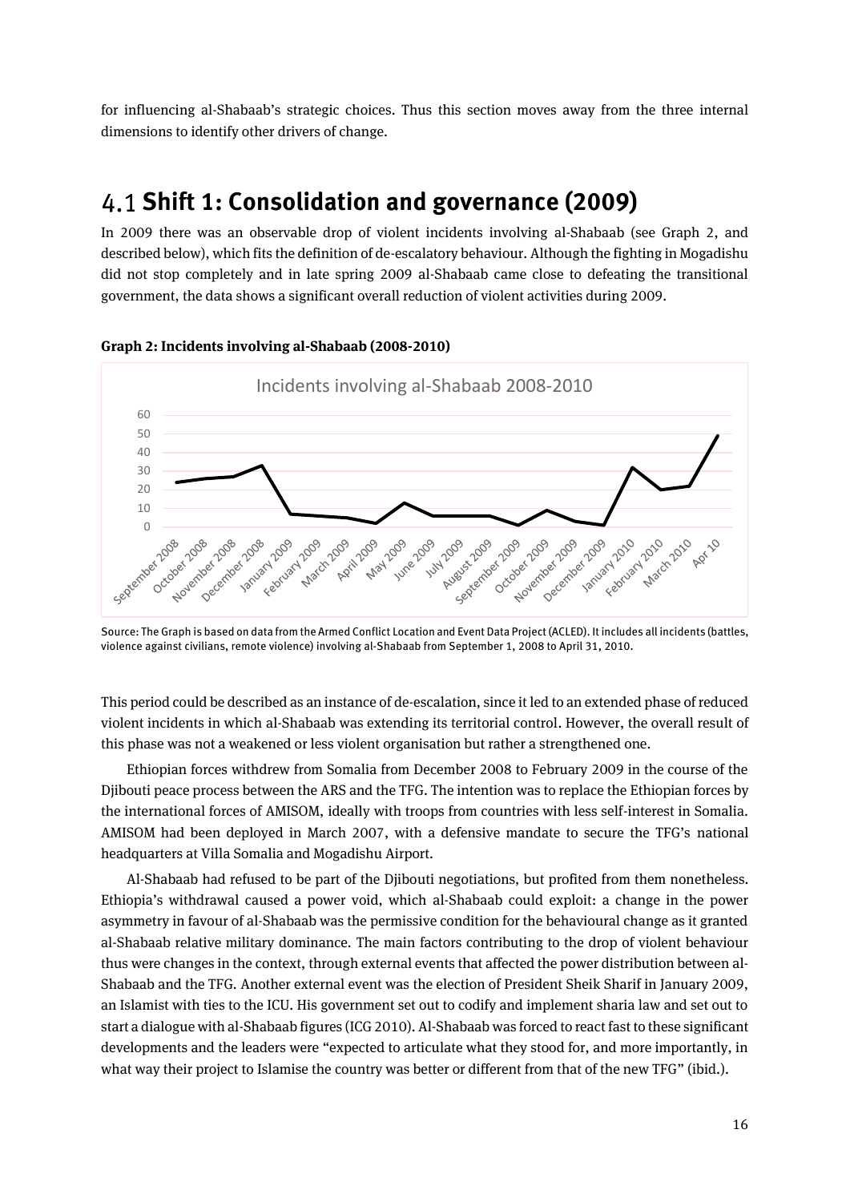for influencing al-Shabaab's strategic choices. Thus this section moves away from the three internal dimensions to identify other drivers of change.

## 4.1 Shift 1: Consolidation and governance (2009)

In 2009 there was an observable drop of violent incidents involving al-Shabaab (see Graph 2, and described below), which fits the definition of de-escalatory behaviour. Although the fighting in Mogadishu did not stop completely and in late spring 2009 al-Shabaab came close to defeating the transitional government, the data shows a significant overall reduction of violent activities during 2009.

**Graph 2: Incidents involving al-Shabaab (2008-2010)**

Source: The Graph is based on data from the Armed Conflict Location and Event Data Project (ACLED). It includes all incidents (battles, violence against civilians, remote violence) involving al-Shabaab from September 1, 2008 to April 31, 2010.

This period could be described as an instance of de-escalation, since it led to an extended phase of reduced violent incidents in which al-Shabaab was extending its territorial control. However, the overall result of this phase was not a weakened or less violent organisation but rather a strengthened one.

Ethiopian forces withdrew from Somalia from December 2008 to February 2009 in the course of the Djibouti peace process between the ARS and the TFG. The intention was to replace the Ethiopian forces by the international forces of AMISOM, ideally with troops from countries with less self-interest in Somalia. AMISOM had been deployed in March 2007, with a defensive mandate to secure the TFG's national headquarters at Villa Somalia and Mogadishu Airport.

Al-Shabaab had refused to be part of the Djibouti negotiations, but profited from them nonetheless. Ethiopia's withdrawal caused a power void, which al-Shabaab could exploit: a change in the power asymmetry in favour of al-Shabaab was the permissive condition for the behavioural change as it granted al-Shabaab relative military dominance. The main factors contributing to the drop of violent behaviour thus were changes in the context, through external events that affected the power distribution between al-Shabaab and the TFG. Another external event was the election of President Sheik Sharif in January 2009, an Islamist with ties to the ICU. His government set out to codify and implement sharia law and set out to start a dialogue with al-Shabaab figures (ICG 2010). Al-Shabaab was forced to react fast to these significant developments and the leaders were "expected to articulate what they stood for, and more importantly, in what way their project to Islamise the country was better or different from that of the new TFG" (ibid.).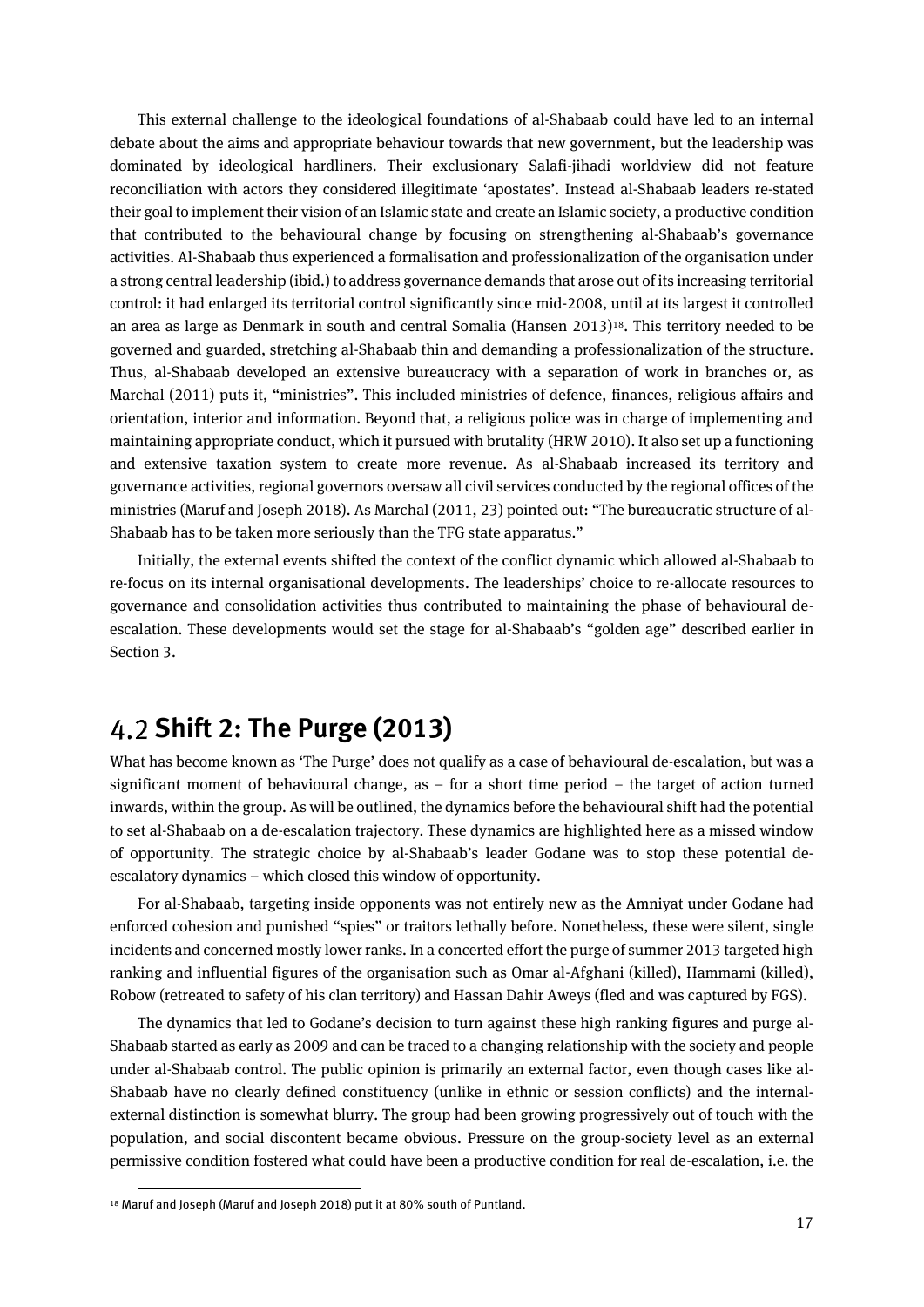This external challenge to the ideological foundations of al-Shabaab could have led to an internal debate about the aims and appropriate behaviour towards that new government, but the leadership was dominated by ideological hardliners. Their exclusionary Salafi-jihadi worldview did not feature reconciliation with actors they considered illegitimate 'apostates'. Instead al-Shabaab leaders re-stated their goal to implement their vision of an Islamic state and create an Islamic society, a productive condition that contributed to the behavioural change by focusing on strengthening al-Shabaab's governance activities. Al-Shabaab thus experienced a formalisation and professionalization of the organisation under a strong central leadership (ibid.) to address governance demands that arose out of its increasing territorial control: it had enlarged its territorial control significantly since mid-2008, until at its largest it controlled an area as large as Denmark in south and central Somalia (Hansen 2013)[18]. This territory needed to be governed and guarded, stretching al-Shabaab thin and demanding a professionalization of the structure. Thus, al-Shabaab developed an extensive bureaucracy with a separation of work in branches or, as Marchal (2011) puts it, "ministries". This included ministries of defence, finances, religious affairs and orientation, interior and information. Beyond that, a religious police was in charge of implementing and maintaining appropriate conduct, which it pursued with brutality (HRW 2010). It also set up a functioning and extensive taxation system to create more revenue. As al-Shabaab increased its territory and governance activities, regional governors oversaw all civil services conducted by the regional offices of the ministries (Maruf and Joseph 2018). As Marchal (2011, 23) pointed out: "The bureaucratic structure of al-Shabaab has to be taken more seriously than the TFG state apparatus."

Initially, the external events shifted the context of the conflict dynamic which allowed al-Shabaab to re-focus on its internal organisational developments. The leaderships' choice to re-allocate resources to governance and consolidation activities thus contributed to maintaining the phase of behavioural de-escalation. These developments would set the stage for al-Shabaab's "golden age" described earlier in Section 3.

## 4.2 Shift 2: The Purge (2013)

What has become known as 'The Purge' does not qualify as a case of behavioural de-escalation, but was a significant moment of behavioural change, as – for a short time period – the target of action turned inwards, within the group. As will be outlined, the dynamics before the behavioural shift had the potential to set al-Shabaab on a de-escalation trajectory. These dynamics are highlighted here as a missed window of opportunity. The strategic choice by al-Shabaab's leader Godane was to stop these potential de-escalatory dynamics – which closed this window of opportunity.

For al-Shabaab, targeting inside opponents was not entirely new as the Amniyat under Godane had enforced cohesion and punished "spies" or traitors lethally before. Nonetheless, these were silent, single incidents and concerned mostly lower ranks. In a concerted effort the purge of summer 2013 targeted high ranking and influential figures of the organisation such as Omar al-Afghani (killed), Hammami (killed), Robow (retreated to safety of his clan territory) and Hassan Dahir Aweys (fled and was captured by FGS).

The dynamics that led to Godane's decision to turn against these high ranking figures and purge al-Shabaab started as early as 2009 and can be traced to a changing relationship with the society and people under al-Shabaab control. The public opinion is primarily an external factor, even though cases like al-Shabaab have no clearly defined constituency (unlike in ethnic or session conflicts) and the internal-external distinction is somewhat blurry. The group had been growing progressively out of touch with the population, and social discontent became obvious. Pressure on the group-society level as an external permissive condition fostered what could have been a productive condition for real de-escalation, i.e. the

[18] Maruf and Joseph (Maruf and Joseph 2018) put it at 80% south of Puntland.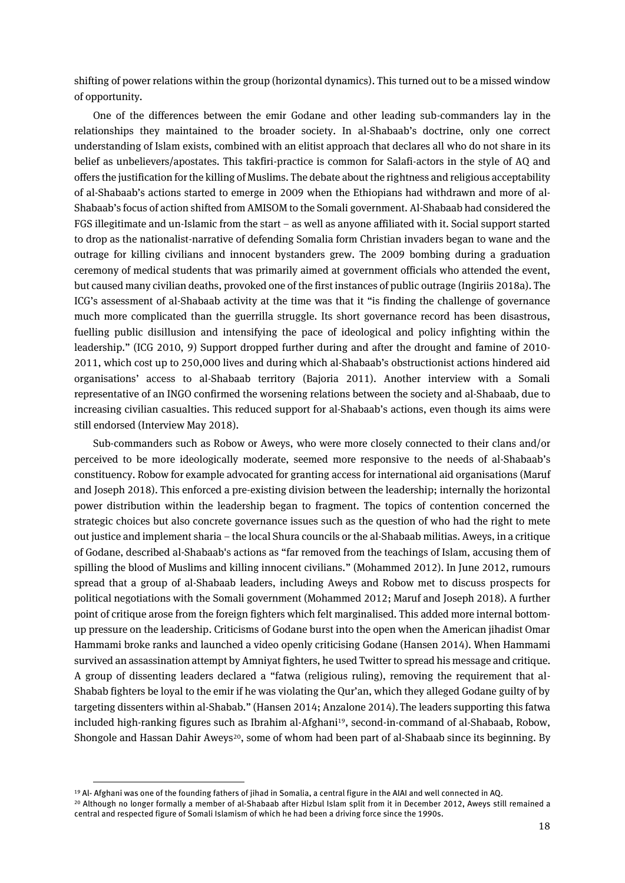shifting of power relations within the group (horizontal dynamics). This turned out to be a missed window of opportunity.

One of the differences between the emir Godane and other leading sub-commanders lay in the relationships they maintained to the broader society. In al-Shabaab's doctrine, only one correct understanding of Islam exists, combined with an elitist approach that declares all who do not share in its belief as unbelievers/apostates. This takfiri-practice is common for Salafi-actors in the style of AQ and offers the justification for the killing of Muslims. The debate about the rightness and religious acceptability of al-Shabaab's actions started to emerge in 2009 when the Ethiopians had withdrawn and more of al-Shabaab's focus of action shifted from AMISOM to the Somali government. Al-Shabaab had considered the FGS illegitimate and un-Islamic from the start – as well as anyone affiliated with it. Social support started to drop as the nationalist-narrative of defending Somalia form Christian invaders began to wane and the outrage for killing civilians and innocent bystanders grew. The 2009 bombing during a graduation ceremony of medical students that was primarily aimed at government officials who attended the event, but caused many civilian deaths, provoked one of the first instances of public outrage (Ingiriis 2018a). The ICG's assessment of al-Shabaab activity at the time was that it "is finding the challenge of governance much more complicated than the guerrilla struggle. Its short governance record has been disastrous, fuelling public disillusion and intensifying the pace of ideological and policy infighting within the leadership." (ICG 2010, 9) Support dropped further during and after the drought and famine of 2010-2011, which cost up to 250,000 lives and during which al-Shabaab's obstructionist actions hindered aid organisations' access to al-Shabaab territory (Bajoria 2011). Another interview with a Somali representative of an INGO confirmed the worsening relations between the society and al-Shabaab, due to increasing civilian casualties. This reduced support for al-Shabaab's actions, even though its aims were still endorsed (Interview May 2018).

Sub-commanders such as Robow or Aweys, who were more closely connected to their clans and/or perceived to be more ideologically moderate, seemed more responsive to the needs of al-Shabaab's constituency. Robow for example advocated for granting access for international aid organisations (Maruf and Joseph 2018). This enforced a pre-existing division between the leadership; internally the horizontal power distribution within the leadership began to fragment. The topics of contention concerned the strategic choices but also concrete governance issues such as the question of who had the right to mete out justice and implement sharia – the local Shura councils or the al-Shabaab militias. Aweys, in a critique of Godane, described al-Shabaab's actions as "far removed from the teachings of Islam, accusing them of spilling the blood of Muslims and killing innocent civilians." (Mohammed 2012). In June 2012, rumours spread that a group of al-Shabaab leaders, including Aweys and Robow met to discuss prospects for political negotiations with the Somali government (Mohammed 2012; Maruf and Joseph 2018). A further point of critique arose from the foreign fighters which felt marginalised. This added more internal bottom-up pressure on the leadership. Criticisms of Godane burst into the open when the American jihadist Omar Hammami broke ranks and launched a video openly criticising Godane (Hansen 2014). When Hammami survived an assassination attempt by Amniyat fighters, he used Twitter to spread his message and critique. A group of dissenting leaders declared a "fatwa (religious ruling), removing the requirement that al-Shabab fighters be loyal to the emir if he was violating the Qur'an, which they alleged Godane guilty of by targeting dissenters within al-Shabab." (Hansen 2014; Anzalone 2014). The leaders supporting this fatwa included high-ranking figures such as Ibrahim al-Afghani[19], second-in-command of al-Shabaab, Robow, Shongole and Hassan Dahir Aweys[20], some of whom had been part of al-Shabaab since its beginning. By

[19] Al- Afghani was one of the founding fathers of jihad in Somalia, a central figure in the AIAI and well connected in AQ.

[20] Although no longer formally a member of al-Shabaab after Hizbul Islam split from it in December 2012, Aweys still remained a central and respected figure of Somali Islamism of which he had been a driving force since the 1990s.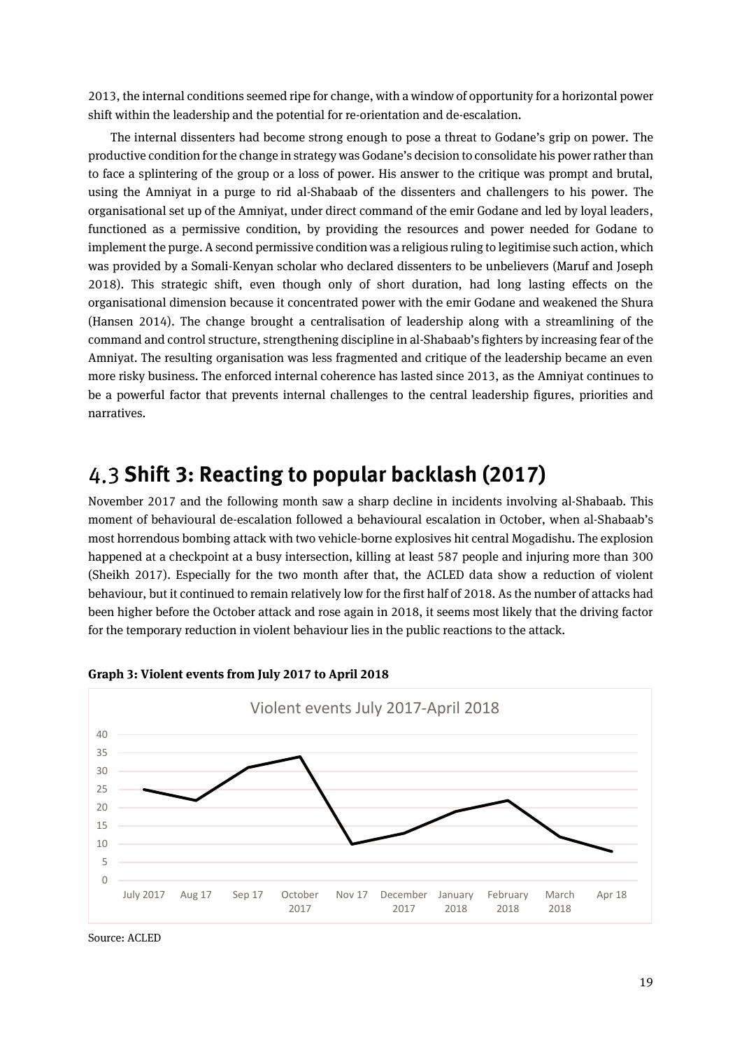2013, the internal conditions seemed ripe for change, with a window of opportunity for a horizontal power shift within the leadership and the potential for re-orientation and de-escalation.

The internal dissenters had become strong enough to pose a threat to Godane's grip on power. The productive condition for the change in strategy was Godane's decision to consolidate his power rather than to face a splintering of the group or a loss of power. His answer to the critique was prompt and brutal, using the Amniyat in a purge to rid al-Shabaab of the dissenters and challengers to his power. The organisational set up of the Amniyat, under direct command of the emir Godane and led by loyal leaders, functioned as a permissive condition, by providing the resources and power needed for Godane to implement the purge. A second permissive condition was a religious ruling to legitimise such action, which was provided by a Somali-Kenyan scholar who declared dissenters to be unbelievers (Maruf and Joseph 2018). This strategic shift, even though only of short duration, had long lasting effects on the organisational dimension because it concentrated power with the emir Godane and weakened the Shura (Hansen 2014). The change brought a centralisation of leadership along with a streamlining of the command and control structure, strengthening discipline in al-Shabaab's fighters by increasing fear of the Amniyat. The resulting organisation was less fragmented and critique of the leadership became an even more risky business. The enforced internal coherence has lasted since 2013, as the Amniyat continues to be a powerful factor that prevents internal challenges to the central leadership figures, priorities and narratives.

## 4.3 Shift 3: Reacting to popular backlash (2017)

November 2017 and the following month saw a sharp decline in incidents involving al-Shabaab. This moment of behavioural de-escalation followed a behavioural escalation in October, when al-Shabaab's most horrendous bombing attack with two vehicle-borne explosives hit central Mogadishu. The explosion happened at a checkpoint at a busy intersection, killing at least 587 people and injuring more than 300 (Sheikh 2017). Especially for the two month after that, the ACLED data show a reduction of violent behaviour, but it continued to remain relatively low for the first half of 2018. As the number of attacks had been higher before the October attack and rose again in 2018, it seems most likely that the driving factor for the temporary reduction in violent behaviour lies in the public reactions to the attack.

**Graph 3: Violent events from July 2017 to April 2018**

Source: ACLED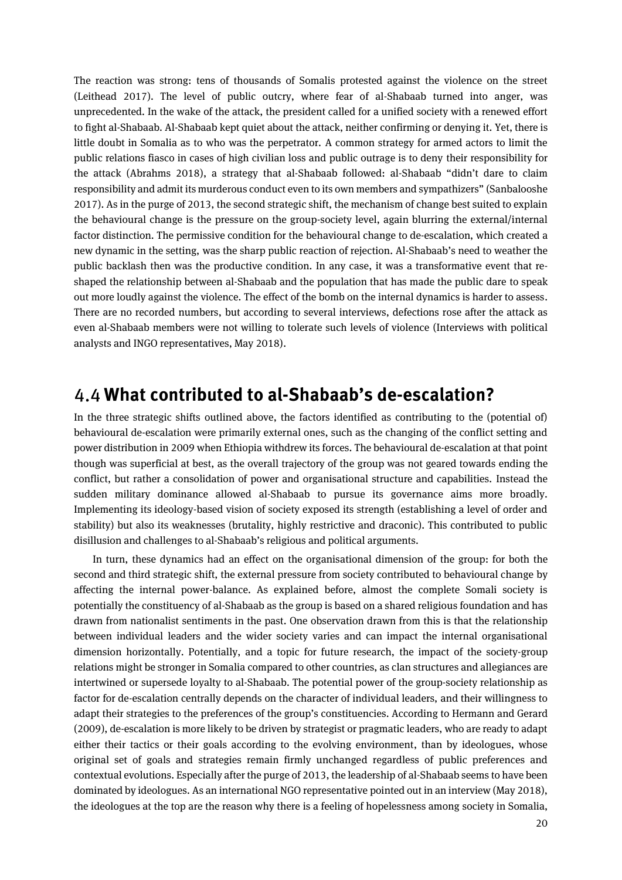The reaction was strong: tens of thousands of Somalis protested against the violence on the street (Leithead 2017). The level of public outcry, where fear of al-Shabaab turned into anger, was unprecedented. In the wake of the attack, the president called for a unified society with a renewed effort to fight al-Shabaab. Al-Shabaab kept quiet about the attack, neither confirming or denying it. Yet, there is little doubt in Somalia as to who was the perpetrator. A common strategy for armed actors to limit the public relations fiasco in cases of high civilian loss and public outrage is to deny their responsibility for the attack (Abrahms 2018), a strategy that al-Shabaab followed: al-Shabaab "didn't dare to claim responsibility and admit its murderous conduct even to its own members and sympathizers" (Sanbalooshe 2017). As in the purge of 2013, the second strategic shift, the mechanism of change best suited to explain the behavioural change is the pressure on the group-society level, again blurring the external/internal factor distinction. The permissive condition for the behavioural change to de-escalation, which created a new dynamic in the setting, was the sharp public reaction of rejection. Al-Shabaab's need to weather the public backlash then was the productive condition. In any case, it was a transformative event that re-shaped the relationship between al-Shabaab and the population that has made the public dare to speak out more loudly against the violence. The effect of the bomb on the internal dynamics is harder to assess. There are no recorded numbers, but according to several interviews, defections rose after the attack as even al-Shabaab members were not willing to tolerate such levels of violence (Interviews with political analysts and INGO representatives, May 2018).

## 4.4 What contributed to al-Shabaab's de-escalation?

In the three strategic shifts outlined above, the factors identified as contributing to the (potential of) behavioural de-escalation were primarily external ones, such as the changing of the conflict setting and power distribution in 2009 when Ethiopia withdrew its forces. The behavioural de-escalation at that point though was superficial at best, as the overall trajectory of the group was not geared towards ending the conflict, but rather a consolidation of power and organisational structure and capabilities. Instead the sudden military dominance allowed al-Shabaab to pursue its governance aims more broadly. Implementing its ideology-based vision of society exposed its strength (establishing a level of order and stability) but also its weaknesses (brutality, highly restrictive and draconic). This contributed to public disillusion and challenges to al-Shabaab's religious and political arguments.

In turn, these dynamics had an effect on the organisational dimension of the group: for both the second and third strategic shift, the external pressure from society contributed to behavioural change by affecting the internal power-balance. As explained before, almost the complete Somali society is potentially the constituency of al-Shabaab as the group is based on a shared religious foundation and has drawn from nationalist sentiments in the past. One observation drawn from this is that the relationship between individual leaders and the wider society varies and can impact the internal organisational dimension horizontally. Potentially, and a topic for future research, the impact of the society-group relations might be stronger in Somalia compared to other countries, as clan structures and allegiances are intertwined or supersede loyalty to al-Shabaab. The potential power of the group-society relationship as factor for de-escalation centrally depends on the character of individual leaders, and their willingness to adapt their strategies to the preferences of the group's constituencies. According to Hermann and Gerard (2009), de-escalation is more likely to be driven by strategist or pragmatic leaders, who are ready to adapt either their tactics or their goals according to the evolving environment, than by ideologues, whose original set of goals and strategies remain firmly unchanged regardless of public preferences and contextual evolutions. Especially after the purge of 2013, the leadership of al-Shabaab seems to have been dominated by ideologues. As an international NGO representative pointed out in an interview (May 2018), the ideologues at the top are the reason why there is a feeling of hopelessness among society in Somalia,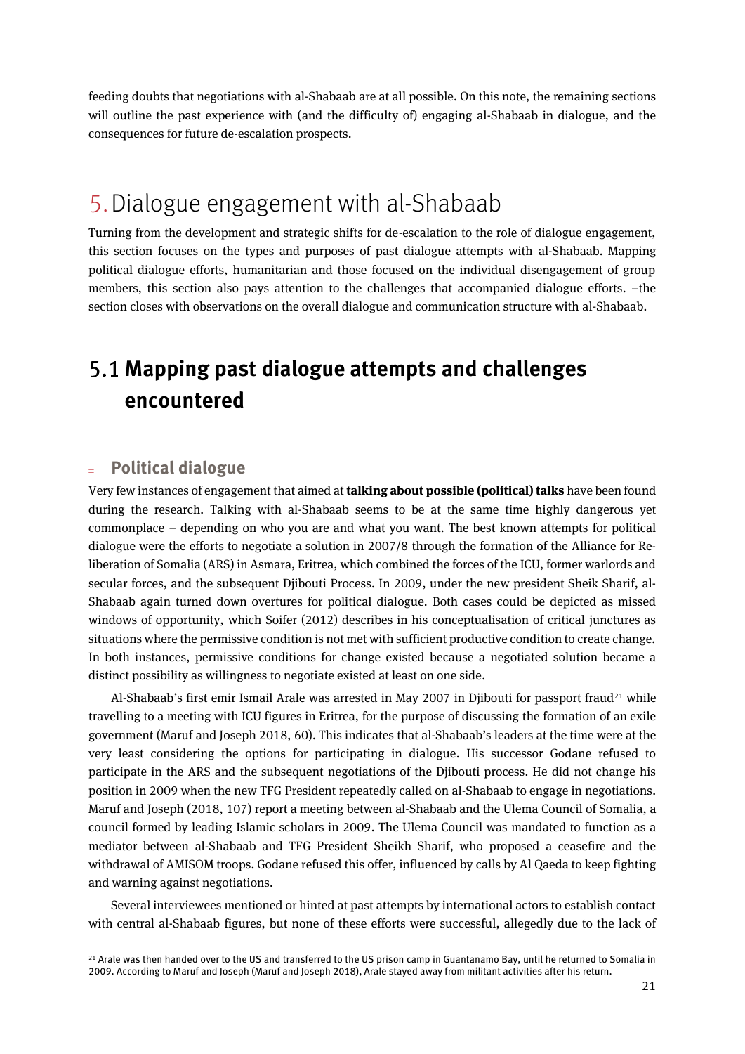feeding doubts that negotiations with al-Shabaab are at all possible. On this note, the remaining sections will outline the past experience with (and the difficulty of) engaging al-Shabaab in dialogue, and the consequences for future de-escalation prospects.

# 5. Dialogue engagement with al-Shabaab

Turning from the development and strategic shifts for de-escalation to the role of dialogue engagement, this section focuses on the types and purposes of past dialogue attempts with al-Shabaab. Mapping political dialogue efforts, humanitarian and those focused on the individual disengagement of group members, this section also pays attention to the challenges that accompanied dialogue efforts. –the section closes with observations on the overall dialogue and communication structure with al-Shabaab.

## 5.1 Mapping past dialogue attempts and challenges encountered

### Political dialogue

Very few instances of engagement that aimed at **talking about possible (political) talks** have been found during the research. Talking with al-Shabaab seems to be at the same time highly dangerous yet commonplace – depending on who you are and what you want. The best known attempts for political dialogue were the efforts to negotiate a solution in 2007/8 through the formation of the Alliance for Re-liberation of Somalia (ARS) in Asmara, Eritrea, which combined the forces of the ICU, former warlords and secular forces, and the subsequent Djibouti Process. In 2009, under the new president Sheik Sharif, al-Shabaab again turned down overtures for political dialogue. Both cases could be depicted as missed windows of opportunity, which Soifer (2012) describes in his conceptualisation of critical junctures as situations where the permissive condition is not met with sufficient productive condition to create change. In both instances, permissive conditions for change existed because a negotiated solution became a distinct possibility as willingness to negotiate existed at least on one side.

Al-Shabaab's first emir Ismail Arale was arrested in May 2007 in Djibouti for passport fraud[21] while travelling to a meeting with ICU figures in Eritrea, for the purpose of discussing the formation of an exile government (Maruf and Joseph 2018, 60). This indicates that al-Shabaab's leaders at the time were at the very least considering the options for participating in dialogue. His successor Godane refused to participate in the ARS and the subsequent negotiations of the Djibouti process. He did not change his position in 2009 when the new TFG President repeatedly called on al-Shabaab to engage in negotiations. Maruf and Joseph (2018, 107) report a meeting between al-Shabaab and the Ulema Council of Somalia, a council formed by leading Islamic scholars in 2009. The Ulema Council was mandated to function as a mediator between al-Shabaab and TFG President Sheikh Sharif, who proposed a ceasefire and the withdrawal of AMISOM troops. Godane refused this offer, influenced by calls by Al Qaeda to keep fighting and warning against negotiations.

Several interviewees mentioned or hinted at past attempts by international actors to establish contact with central al-Shabaab figures, but none of these efforts were successful, allegedly due to the lack of

[21] Arale was then handed over to the US and transferred to the US prison camp in Guantanamo Bay, until he returned to Somalia in 2009. According to Maruf and Joseph (Maruf and Joseph 2018), Arale stayed away from militant activities after his return.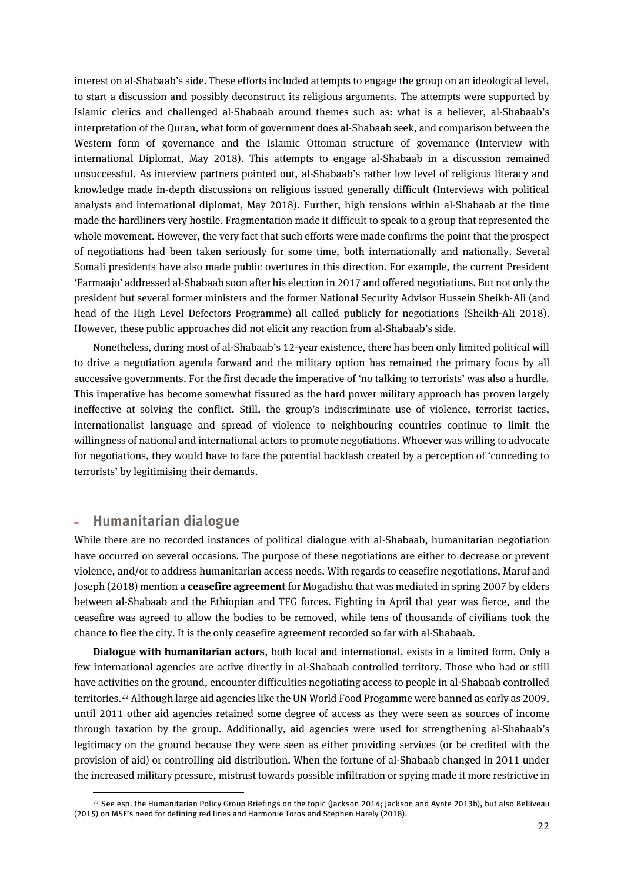interest on al-Shabaab's side. These efforts included attempts to engage the group on an ideological level, to start a discussion and possibly deconstruct its religious arguments. The attempts were supported by Islamic clerics and challenged al-Shabaab around themes such as: what is a believer, al-Shabaab's interpretation of the Quran, what form of government does al-Shabaab seek, and comparison between the Western form of governance and the Islamic Ottoman structure of governance (Interview with international Diplomat, May 2018). This attempts to engage al-Shabaab in a discussion remained unsuccessful. As interview partners pointed out, al-Shabaab's rather low level of religious literacy and knowledge made in-depth discussions on religious issued generally difficult (Interviews with political analysts and international diplomat, May 2018). Further, high tensions within al-Shabaab at the time made the hardliners very hostile. Fragmentation made it difficult to speak to a group that represented the whole movement. However, the very fact that such efforts were made confirms the point that the prospect of negotiations had been taken seriously for some time, both internationally and nationally. Several Somali presidents have also made public overtures in this direction. For example, the current President 'Farmaajo' addressed al-Shabaab soon after his election in 2017 and offered negotiations. But not only the president but several former ministers and the former National Security Advisor Hussein Sheikh-Ali (and head of the High Level Defectors Programme) all called publicly for negotiations (Sheikh-Ali 2018). However, these public approaches did not elicit any reaction from al-Shabaab's side.

Nonetheless, during most of al-Shabaab's 12-year existence, there has been only limited political will to drive a negotiation agenda forward and the military option has remained the primary focus by all successive governments. For the first decade the imperative of 'no talking to terrorists' was also a hurdle. This imperative has become somewhat fissured as the hard power military approach has proven largely ineffective at solving the conflict. Still, the group's indiscriminate use of violence, terrorist tactics, internationalist language and spread of violence to neighbouring countries continue to limit the willingness of national and international actors to promote negotiations. Whoever was willing to advocate for negotiations, they would have to face the potential backlash created by a perception of 'conceding to terrorists' by legitimising their demands.

## Humanitarian dialogue

While there are no recorded instances of political dialogue with al-Shabaab, humanitarian negotiation have occurred on several occasions. The purpose of these negotiations are either to decrease or prevent violence, and/or to address humanitarian access needs. With regards to ceasefire negotiations, Maruf and Joseph (2018) mention a **ceasefire agreement** for Mogadishu that was mediated in spring 2007 by elders between al-Shabaab and the Ethiopian and TFG forces. Fighting in April that year was fierce, and the ceasefire was agreed to allow the bodies to be removed, while tens of thousands of civilians took the chance to flee the city. It is the only ceasefire agreement recorded so far with al-Shabaab.

**Dialogue with humanitarian actors**, both local and international, exists in a limited form. Only a few international agencies are active directly in al-Shabaab controlled territory. Those who had or still have activities on the ground, encounter difficulties negotiating access to people in al-Shabaab controlled territories.[22] Although large aid agencies like the UN World Food Progamme were banned as early as 2009, until 2011 other aid agencies retained some degree of access as they were seen as sources of income through taxation by the group. Additionally, aid agencies were used for strengthening al-Shabaab's legitimacy on the ground because they were seen as either providing services (or be credited with the provision of aid) or controlling aid distribution. When the fortune of al-Shabaab changed in 2011 under the increased military pressure, mistrust towards possible infiltration or spying made it more restrictive in

---

[22] See esp. the Humanitarian Policy Group Briefings on the topic (Jackson 2014; Jackson and Aynte 2013b), but also Belliveau (2015) on MSF's need for defining red lines and Harmonie Toros and Stephen Harely (2018).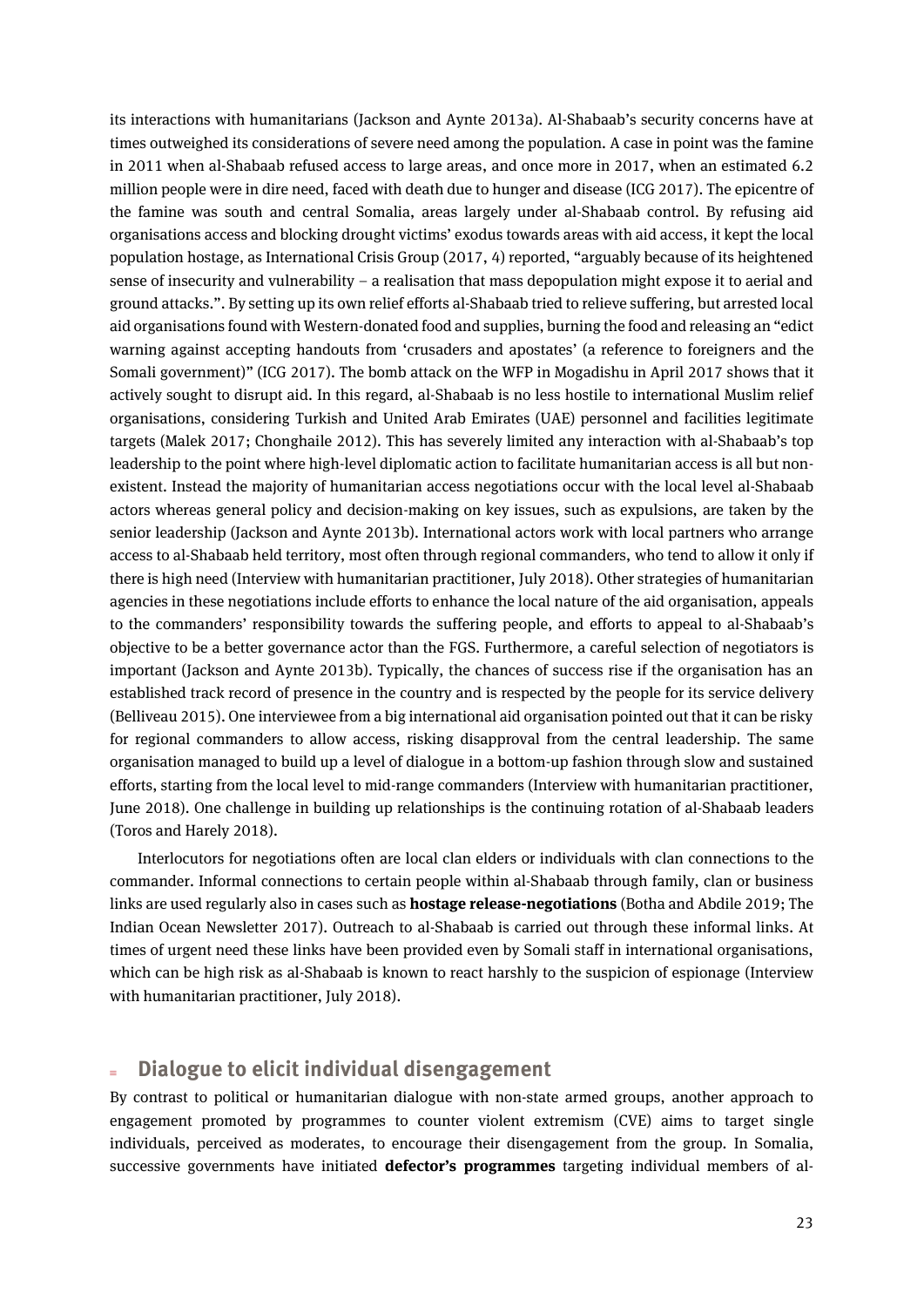its interactions with humanitarians (Jackson and Aynte 2013a). Al-Shabaab's security concerns have at times outweighed its considerations of severe need among the population. A case in point was the famine in 2011 when al-Shabaab refused access to large areas, and once more in 2017, when an estimated 6.2 million people were in dire need, faced with death due to hunger and disease (ICG 2017). The epicentre of the famine was south and central Somalia, areas largely under al-Shabaab control. By refusing aid organisations access and blocking drought victims' exodus towards areas with aid access, it kept the local population hostage, as International Crisis Group (2017, 4) reported, "arguably because of its heightened sense of insecurity and vulnerability – a realisation that mass depopulation might expose it to aerial and ground attacks.". By setting up its own relief efforts al-Shabaab tried to relieve suffering, but arrested local aid organisations found with Western-donated food and supplies, burning the food and releasing an "edict warning against accepting handouts from 'crusaders and apostates' (a reference to foreigners and the Somali government)" (ICG 2017). The bomb attack on the WFP in Mogadishu in April 2017 shows that it actively sought to disrupt aid. In this regard, al-Shabaab is no less hostile to international Muslim relief organisations, considering Turkish and United Arab Emirates (UAE) personnel and facilities legitimate targets (Malek 2017; Chonghaile 2012). This has severely limited any interaction with al-Shabaab's top leadership to the point where high-level diplomatic action to facilitate humanitarian access is all but non-existent. Instead the majority of humanitarian access negotiations occur with the local level al-Shabaab actors whereas general policy and decision-making on key issues, such as expulsions, are taken by the senior leadership (Jackson and Aynte 2013b). International actors work with local partners who arrange access to al-Shabaab held territory, most often through regional commanders, who tend to allow it only if there is high need (Interview with humanitarian practitioner, July 2018). Other strategies of humanitarian agencies in these negotiations include efforts to enhance the local nature of the aid organisation, appeals to the commanders' responsibility towards the suffering people, and efforts to appeal to al-Shabaab's objective to be a better governance actor than the FGS. Furthermore, a careful selection of negotiators is important (Jackson and Aynte 2013b). Typically, the chances of success rise if the organisation has an established track record of presence in the country and is respected by the people for its service delivery (Belliveau 2015). One interviewee from a big international aid organisation pointed out that it can be risky for regional commanders to allow access, risking disapproval from the central leadership. The same organisation managed to build up a level of dialogue in a bottom-up fashion through slow and sustained efforts, starting from the local level to mid-range commanders (Interview with humanitarian practitioner, June 2018). One challenge in building up relationships is the continuing rotation of al-Shabaab leaders (Toros and Harely 2018).

Interlocutors for negotiations often are local clan elders or individuals with clan connections to the commander. Informal connections to certain people within al-Shabaab through family, clan or business links are used regularly also in cases such as **hostage release-negotiations** (Botha and Abdile 2019; The Indian Ocean Newsletter 2017). Outreach to al-Shabaab is carried out through these informal links. At times of urgent need these links have been provided even by Somali staff in international organisations, which can be high risk as al-Shabaab is known to react harshly to the suspicion of espionage (Interview with humanitarian practitioner, July 2018).

## Dialogue to elicit individual disengagement

By contrast to political or humanitarian dialogue with non-state armed groups, another approach to engagement promoted by programmes to counter violent extremism (CVE) aims to target single individuals, perceived as moderates, to encourage their disengagement from the group. In Somalia, successive governments have initiated **defector's programmes** targeting individual members of al-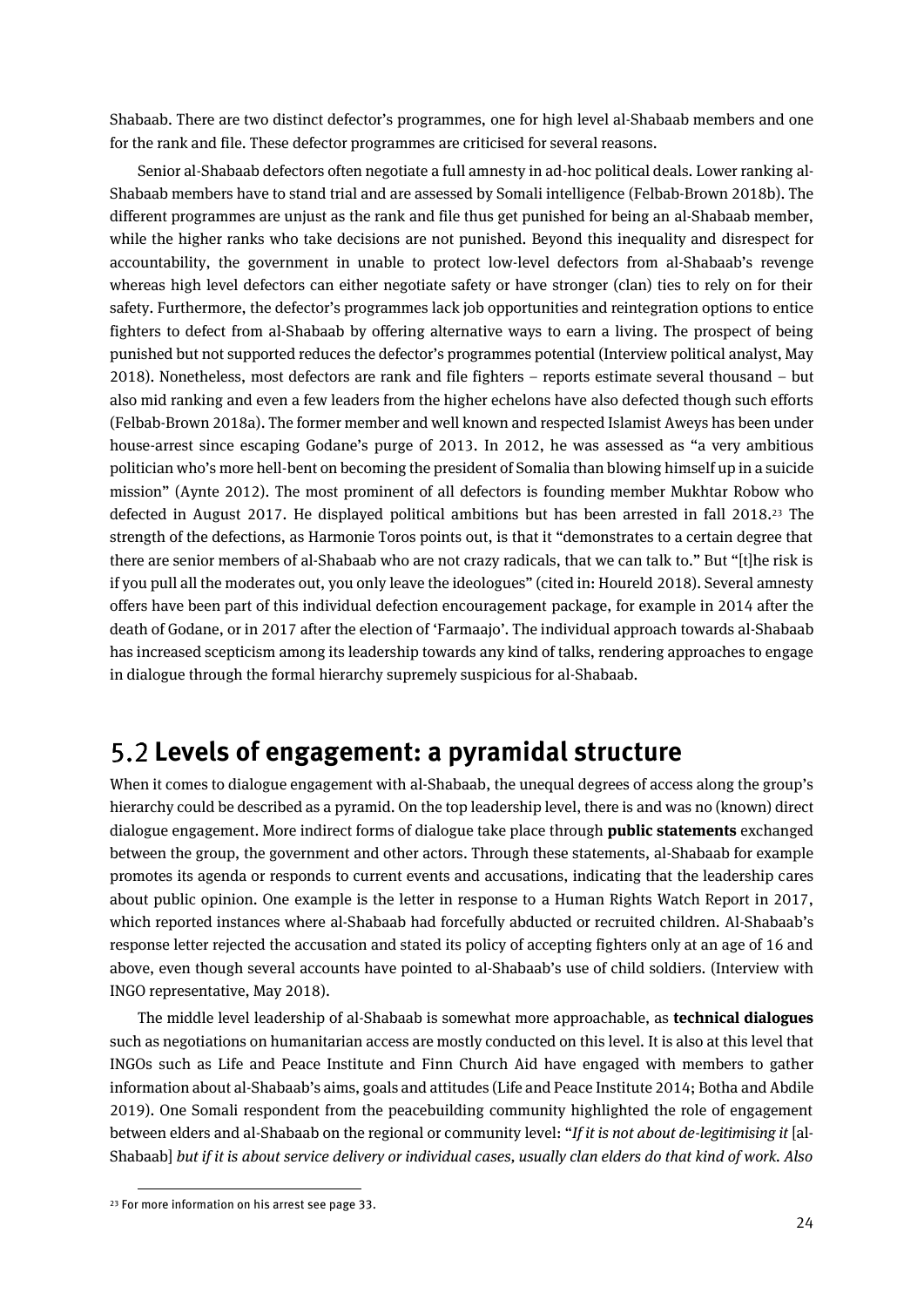Shabaab. There are two distinct defector's programmes, one for high level al-Shabaab members and one for the rank and file. These defector programmes are criticised for several reasons.

Senior al-Shabaab defectors often negotiate a full amnesty in ad-hoc political deals. Lower ranking al-Shabaab members have to stand trial and are assessed by Somali intelligence (Felbab-Brown 2018b). The different programmes are unjust as the rank and file thus get punished for being an al-Shabaab member, while the higher ranks who take decisions are not punished. Beyond this inequality and disrespect for accountability, the government in unable to protect low-level defectors from al-Shabaab's revenge whereas high level defectors can either negotiate safety or have stronger (clan) ties to rely on for their safety. Furthermore, the defector's programmes lack job opportunities and reintegration options to entice fighters to defect from al-Shabaab by offering alternative ways to earn a living. The prospect of being punished but not supported reduces the defector's programmes potential (Interview political analyst, May 2018). Nonetheless, most defectors are rank and file fighters – reports estimate several thousand – but also mid ranking and even a few leaders from the higher echelons have also defected though such efforts (Felbab-Brown 2018a). The former member and well known and respected Islamist Aweys has been under house-arrest since escaping Godane's purge of 2013. In 2012, he was assessed as "a very ambitious politician who's more hell-bent on becoming the president of Somalia than blowing himself up in a suicide mission" (Aynte 2012). The most prominent of all defectors is founding member Mukhtar Robow who defected in August 2017. He displayed political ambitions but has been arrested in fall 2018.[23] The strength of the defections, as Harmonie Toros points out, is that it "demonstrates to a certain degree that there are senior members of al-Shabaab who are not crazy radicals, that we can talk to." But "[t]he risk is if you pull all the moderates out, you only leave the ideologues" (cited in: Houreld 2018). Several amnesty offers have been part of this individual defection encouragement package, for example in 2014 after the death of Godane, or in 2017 after the election of 'Farmaajo'. The individual approach towards al-Shabaab has increased scepticism among its leadership towards any kind of talks, rendering approaches to engage in dialogue through the formal hierarchy supremely suspicious for al-Shabaab.

## 5.2 Levels of engagement: a pyramidal structure

When it comes to dialogue engagement with al-Shabaab, the unequal degrees of access along the group's hierarchy could be described as a pyramid. On the top leadership level, there is and was no (known) direct dialogue engagement. More indirect forms of dialogue take place through **public statements** exchanged between the group, the government and other actors. Through these statements, al-Shabaab for example promotes its agenda or responds to current events and accusations, indicating that the leadership cares about public opinion. One example is the letter in response to a Human Rights Watch Report in 2017, which reported instances where al-Shabaab had forcefully abducted or recruited children. Al-Shabaab's response letter rejected the accusation and stated its policy of accepting fighters only at an age of 16 and above, even though several accounts have pointed to al-Shabaab's use of child soldiers. (Interview with INGO representative, May 2018).

The middle level leadership of al-Shabaab is somewhat more approachable, as **technical dialogues** such as negotiations on humanitarian access are mostly conducted on this level. It is also at this level that INGOs such as Life and Peace Institute and Finn Church Aid have engaged with members to gather information about al-Shabaab's aims, goals and attitudes (Life and Peace Institute 2014; Botha and Abdile 2019). One Somali respondent from the peacebuilding community highlighted the role of engagement between elders and al-Shabaab on the regional or community level: "*If it is not about de-legitimising it* [al-Shabaab] *but if it is about service delivery or individual cases, usually clan elders do that kind of work. Also*

---

[23] For more information on his arrest see page 33.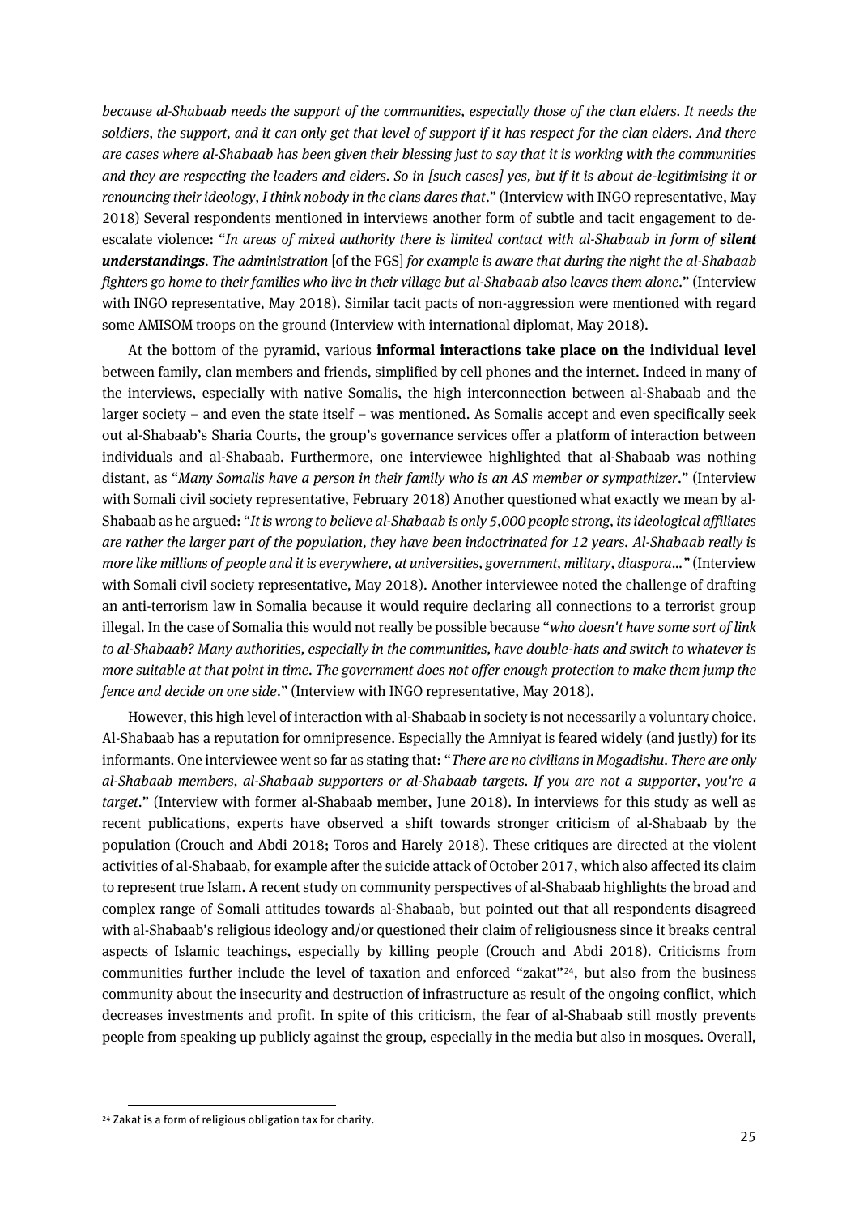*because al-Shabaab needs the support of the communities, especially those of the clan elders. It needs the soldiers, the support, and it can only get that level of support if it has respect for the clan elders. And there are cases where al-Shabaab has been given their blessing just to say that it is working with the communities and they are respecting the leaders and elders. So in [such cases] yes, but if it is about de-legitimising it or renouncing their ideology, I think nobody in the clans dares that*." (Interview with INGO representative, May 2018) Several respondents mentioned in interviews another form of subtle and tacit engagement to de-escalate violence: "*In areas of mixed authority there is limited contact with al-Shabaab in form of* ***silent understandings****. The administration* [of the FGS] *for example is aware that during the night the al-Shabaab fighters go home to their families who live in their village but al-Shabaab also leaves them alone*." (Interview with INGO representative, May 2018). Similar tacit pacts of non-aggression were mentioned with regard some AMISOM troops on the ground (Interview with international diplomat, May 2018).

At the bottom of the pyramid, various **informal interactions take place on the individual level** between family, clan members and friends, simplified by cell phones and the internet. Indeed in many of the interviews, especially with native Somalis, the high interconnection between al-Shabaab and the larger society – and even the state itself – was mentioned. As Somalis accept and even specifically seek out al-Shabaab's Sharia Courts, the group's governance services offer a platform of interaction between individuals and al-Shabaab. Furthermore, one interviewee highlighted that al-Shabaab was nothing distant, as "*Many Somalis have a person in their family who is an AS member or sympathizer*." (Interview with Somali civil society representative, February 2018) Another questioned what exactly we mean by al-Shabaab as he argued: "*It is wrong to believe al-Shabaab is only 5,000 people strong, its ideological affiliates are rather the larger part of the population, they have been indoctrinated for 12 years. Al-Shabaab really is more like millions of people and it is everywhere, at universities, government, military, diaspora…"* (Interview with Somali civil society representative, May 2018). Another interviewee noted the challenge of drafting an anti-terrorism law in Somalia because it would require declaring all connections to a terrorist group illegal. In the case of Somalia this would not really be possible because "*who doesn't have some sort of link to al-Shabaab? Many authorities, especially in the communities, have double-hats and switch to whatever is more suitable at that point in time. The government does not offer enough protection to make them jump the fence and decide on one side*." (Interview with INGO representative, May 2018).

However, this high level of interaction with al-Shabaab in society is not necessarily a voluntary choice. Al-Shabaab has a reputation for omnipresence. Especially the Amniyat is feared widely (and justly) for its informants. One interviewee went so far as stating that: "*There are no civilians in Mogadishu. There are only al-Shabaab members, al-Shabaab supporters or al-Shabaab targets. If you are not a supporter, you're a target*." (Interview with former al-Shabaab member, June 2018). In interviews for this study as well as recent publications, experts have observed a shift towards stronger criticism of al-Shabaab by the population (Crouch and Abdi 2018; Toros and Harely 2018). These critiques are directed at the violent activities of al-Shabaab, for example after the suicide attack of October 2017, which also affected its claim to represent true Islam. A recent study on community perspectives of al-Shabaab highlights the broad and complex range of Somali attitudes towards al-Shabaab, but pointed out that all respondents disagreed with al-Shabaab's religious ideology and/or questioned their claim of religiousness since it breaks central aspects of Islamic teachings, especially by killing people (Crouch and Abdi 2018). Criticisms from communities further include the level of taxation and enforced "zakat"[24], but also from the business community about the insecurity and destruction of infrastructure as result of the ongoing conflict, which decreases investments and profit. In spite of this criticism, the fear of al-Shabaab still mostly prevents people from speaking up publicly against the group, especially in the media but also in mosques. Overall,

[24] Zakat is a form of religious obligation tax for charity.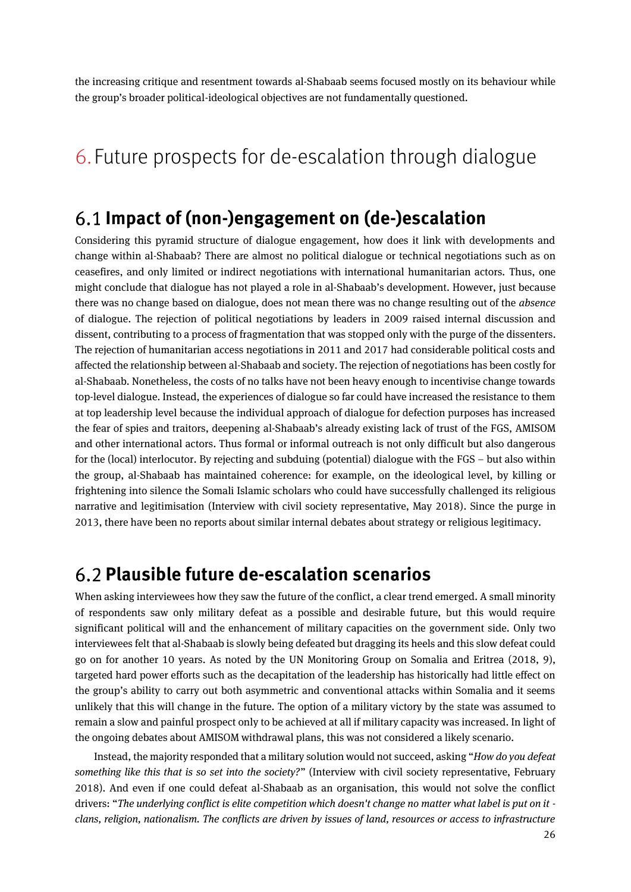the increasing critique and resentment towards al-Shabaab seems focused mostly on its behaviour while the group's broader political-ideological objectives are not fundamentally questioned.

# 6. Future prospects for de-escalation through dialogue

## 6.1 Impact of (non-)engagement on (de-)escalation

Considering this pyramid structure of dialogue engagement, how does it link with developments and change within al-Shabaab? There are almost no political dialogue or technical negotiations such as on ceasefires, and only limited or indirect negotiations with international humanitarian actors. Thus, one might conclude that dialogue has not played a role in al-Shabaab's development. However, just because there was no change based on dialogue, does not mean there was no change resulting out of the *absence* of dialogue. The rejection of political negotiations by leaders in 2009 raised internal discussion and dissent, contributing to a process of fragmentation that was stopped only with the purge of the dissenters. The rejection of humanitarian access negotiations in 2011 and 2017 had considerable political costs and affected the relationship between al-Shabaab and society. The rejection of negotiations has been costly for al-Shabaab. Nonetheless, the costs of no talks have not been heavy enough to incentivise change towards top-level dialogue. Instead, the experiences of dialogue so far could have increased the resistance to them at top leadership level because the individual approach of dialogue for defection purposes has increased the fear of spies and traitors, deepening al-Shabaab's already existing lack of trust of the FGS, AMISOM and other international actors. Thus formal or informal outreach is not only difficult but also dangerous for the (local) interlocutor. By rejecting and subduing (potential) dialogue with the FGS – but also within the group, al-Shabaab has maintained coherence: for example, on the ideological level, by killing or frightening into silence the Somali Islamic scholars who could have successfully challenged its religious narrative and legitimisation (Interview with civil society representative, May 2018). Since the purge in 2013, there have been no reports about similar internal debates about strategy or religious legitimacy.

## 6.2 Plausible future de-escalation scenarios

When asking interviewees how they saw the future of the conflict, a clear trend emerged. A small minority of respondents saw only military defeat as a possible and desirable future, but this would require significant political will and the enhancement of military capacities on the government side. Only two interviewees felt that al-Shabaab is slowly being defeated but dragging its heels and this slow defeat could go on for another 10 years. As noted by the UN Monitoring Group on Somalia and Eritrea (2018, 9), targeted hard power efforts such as the decapitation of the leadership has historically had little effect on the group's ability to carry out both asymmetric and conventional attacks within Somalia and it seems unlikely that this will change in the future. The option of a military victory by the state was assumed to remain a slow and painful prospect only to be achieved at all if military capacity was increased. In light of the ongoing debates about AMISOM withdrawal plans, this was not considered a likely scenario.

Instead, the majority responded that a military solution would not succeed, asking "*How do you defeat something like this that is so set into the society?*" (Interview with civil society representative, February 2018). And even if one could defeat al-Shabaab as an organisation, this would not solve the conflict drivers: "*The underlying conflict is elite competition which doesn't change no matter what label is put on it - clans, religion, nationalism. The conflicts are driven by issues of land, resources or access to infrastructure*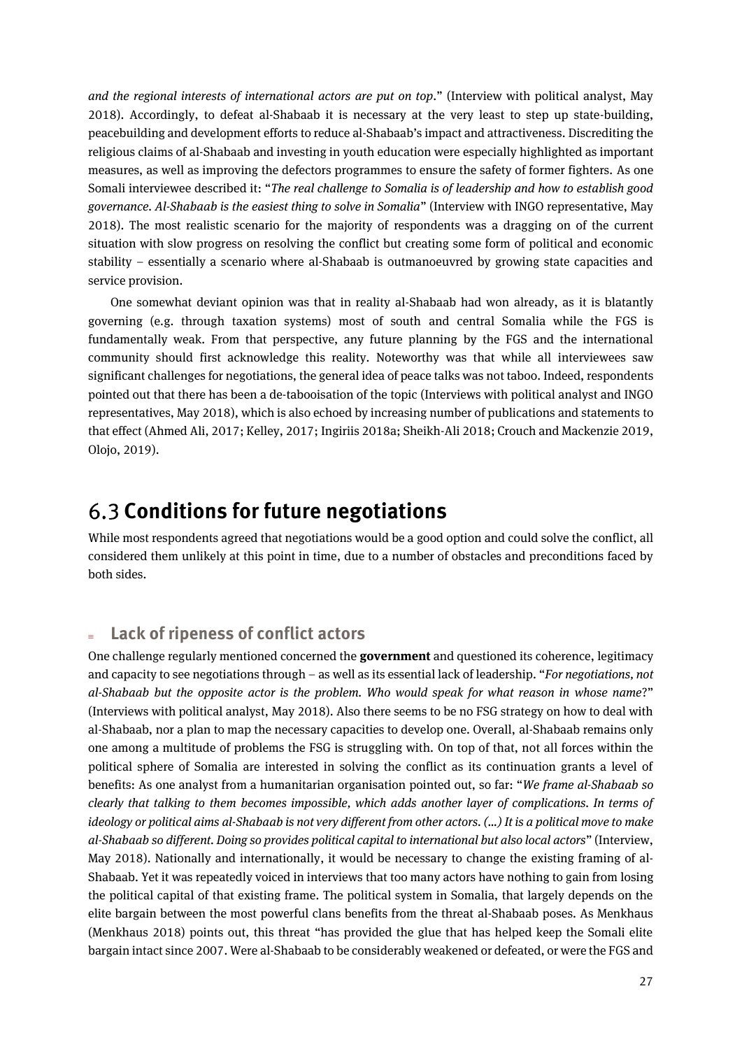*and the regional interests of international actors are put on top*." (Interview with political analyst, May 2018). Accordingly, to defeat al-Shabaab it is necessary at the very least to step up state-building, peacebuilding and development efforts to reduce al-Shabaab's impact and attractiveness. Discrediting the religious claims of al-Shabaab and investing in youth education were especially highlighted as important measures, as well as improving the defectors programmes to ensure the safety of former fighters. As one Somali interviewee described it: "*The real challenge to Somalia is of leadership and how to establish good governance. Al-Shabaab is the easiest thing to solve in Somalia*" (Interview with INGO representative, May 2018). The most realistic scenario for the majority of respondents was a dragging on of the current situation with slow progress on resolving the conflict but creating some form of political and economic stability – essentially a scenario where al-Shabaab is outmanoeuvred by growing state capacities and service provision.

One somewhat deviant opinion was that in reality al-Shabaab had won already, as it is blatantly governing (e.g. through taxation systems) most of south and central Somalia while the FGS is fundamentally weak. From that perspective, any future planning by the FGS and the international community should first acknowledge this reality. Noteworthy was that while all interviewees saw significant challenges for negotiations, the general idea of peace talks was not taboo. Indeed, respondents pointed out that there has been a de-tabooisation of the topic (Interviews with political analyst and INGO representatives, May 2018), which is also echoed by increasing number of publications and statements to that effect (Ahmed Ali, 2017; Kelley, 2017; Ingiriis 2018a; Sheikh-Ali 2018; Crouch and Mackenzie 2019, Olojo, 2019).

## 6.3 Conditions for future negotiations

While most respondents agreed that negotiations would be a good option and could solve the conflict, all considered them unlikely at this point in time, due to a number of obstacles and preconditions faced by both sides.

### Lack of ripeness of conflict actors

One challenge regularly mentioned concerned the **government** and questioned its coherence, legitimacy and capacity to see negotiations through – as well as its essential lack of leadership. "*For negotiations, not al-Shabaab but the opposite actor is the problem. Who would speak for what reason in whose name*?" (Interviews with political analyst, May 2018). Also there seems to be no FSG strategy on how to deal with al-Shabaab, nor a plan to map the necessary capacities to develop one. Overall, al-Shabaab remains only one among a multitude of problems the FSG is struggling with. On top of that, not all forces within the political sphere of Somalia are interested in solving the conflict as its continuation grants a level of benefits: As one analyst from a humanitarian organisation pointed out, so far: "*We frame al-Shabaab so clearly that talking to them becomes impossible, which adds another layer of complications. In terms of ideology or political aims al-Shabaab is not very different from other actors. (...) It is a political move to make al-Shabaab so different. Doing so provides political capital to international but also local actors*" (Interview, May 2018). Nationally and internationally, it would be necessary to change the existing framing of al-Shabaab. Yet it was repeatedly voiced in interviews that too many actors have nothing to gain from losing the political capital of that existing frame. The political system in Somalia, that largely depends on the elite bargain between the most powerful clans benefits from the threat al-Shabaab poses. As Menkhaus (Menkhaus 2018) points out, this threat "has provided the glue that has helped keep the Somali elite bargain intact since 2007. Were al-Shabaab to be considerably weakened or defeated, or were the FGS and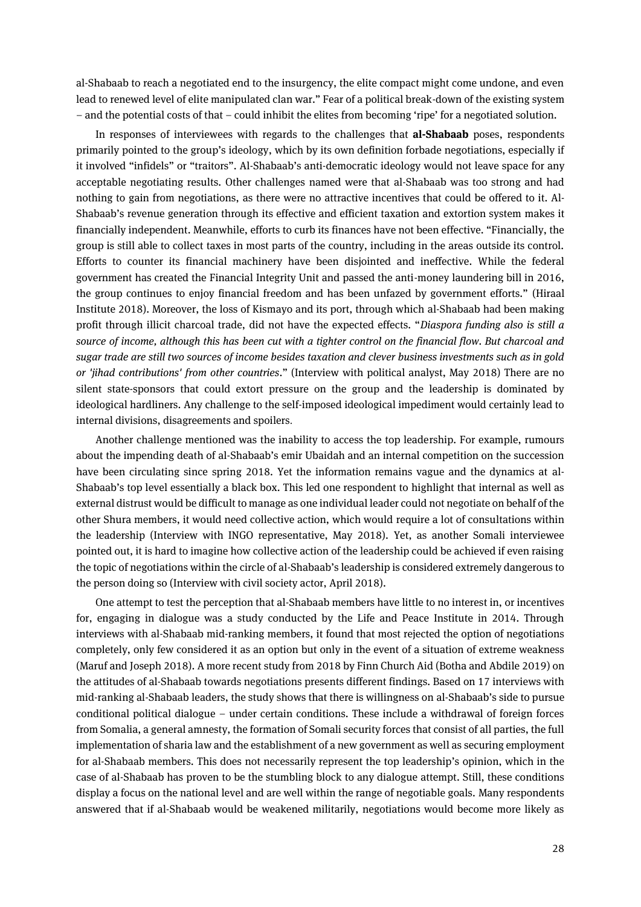al-Shabaab to reach a negotiated end to the insurgency, the elite compact might come undone, and even lead to renewed level of elite manipulated clan war." Fear of a political break-down of the existing system – and the potential costs of that – could inhibit the elites from becoming 'ripe' for a negotiated solution.

In responses of interviewees with regards to the challenges that **al-Shabaab** poses, respondents primarily pointed to the group's ideology, which by its own definition forbade negotiations, especially if it involved "infidels" or "traitors". Al-Shabaab's anti-democratic ideology would not leave space for any acceptable negotiating results. Other challenges named were that al-Shabaab was too strong and had nothing to gain from negotiations, as there were no attractive incentives that could be offered to it. Al-Shabaab's revenue generation through its effective and efficient taxation and extortion system makes it financially independent. Meanwhile, efforts to curb its finances have not been effective. "Financially, the group is still able to collect taxes in most parts of the country, including in the areas outside its control. Efforts to counter its financial machinery have been disjointed and ineffective. While the federal government has created the Financial Integrity Unit and passed the anti-money laundering bill in 2016, the group continues to enjoy financial freedom and has been unfazed by government efforts." (Hiraal Institute 2018). Moreover, the loss of Kismayo and its port, through which al-Shabaab had been making profit through illicit charcoal trade, did not have the expected effects. "*Diaspora funding also is still a source of income, although this has been cut with a tighter control on the financial flow. But charcoal and sugar trade are still two sources of income besides taxation and clever business investments such as in gold or 'jihad contributions' from other countries*." (Interview with political analyst, May 2018) There are no silent state-sponsors that could extort pressure on the group and the leadership is dominated by ideological hardliners. Any challenge to the self-imposed ideological impediment would certainly lead to internal divisions, disagreements and spoilers.

Another challenge mentioned was the inability to access the top leadership. For example, rumours about the impending death of al-Shabaab's emir Ubaidah and an internal competition on the succession have been circulating since spring 2018. Yet the information remains vague and the dynamics at al-Shabaab's top level essentially a black box. This led one respondent to highlight that internal as well as external distrust would be difficult to manage as one individual leader could not negotiate on behalf of the other Shura members, it would need collective action, which would require a lot of consultations within the leadership (Interview with INGO representative, May 2018). Yet, as another Somali interviewee pointed out, it is hard to imagine how collective action of the leadership could be achieved if even raising the topic of negotiations within the circle of al-Shabaab's leadership is considered extremely dangerous to the person doing so (Interview with civil society actor, April 2018).

One attempt to test the perception that al-Shabaab members have little to no interest in, or incentives for, engaging in dialogue was a study conducted by the Life and Peace Institute in 2014. Through interviews with al-Shabaab mid-ranking members, it found that most rejected the option of negotiations completely, only few considered it as an option but only in the event of a situation of extreme weakness (Maruf and Joseph 2018). A more recent study from 2018 by Finn Church Aid (Botha and Abdile 2019) on the attitudes of al-Shabaab towards negotiations presents different findings. Based on 17 interviews with mid-ranking al-Shabaab leaders, the study shows that there is willingness on al-Shabaab's side to pursue conditional political dialogue – under certain conditions. These include a withdrawal of foreign forces from Somalia, a general amnesty, the formation of Somali security forces that consist of all parties, the full implementation of sharia law and the establishment of a new government as well as securing employment for al-Shabaab members. This does not necessarily represent the top leadership's opinion, which in the case of al-Shabaab has proven to be the stumbling block to any dialogue attempt. Still, these conditions display a focus on the national level and are well within the range of negotiable goals. Many respondents answered that if al-Shabaab would be weakened militarily, negotiations would become more likely as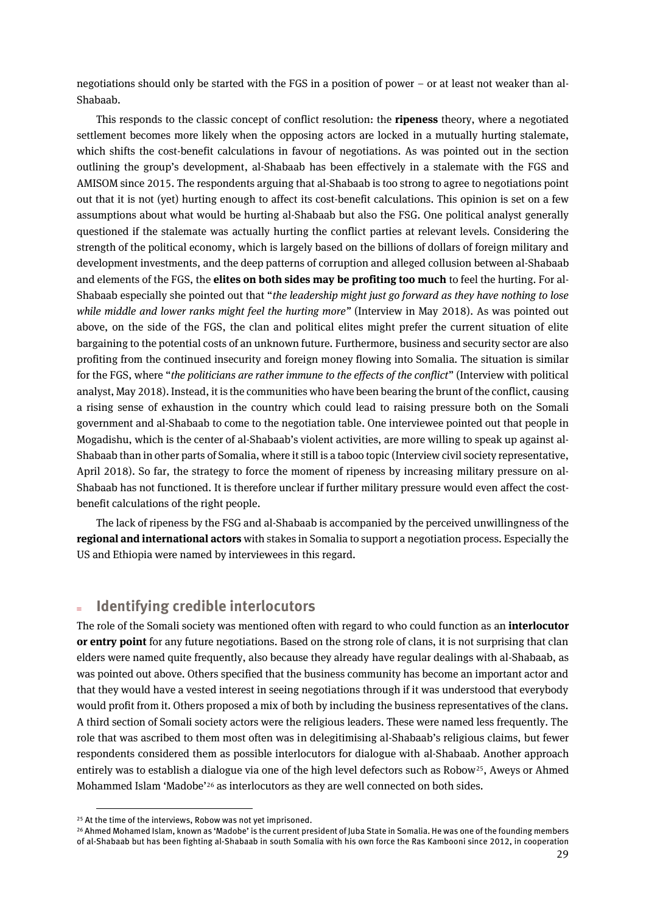negotiations should only be started with the FGS in a position of power – or at least not weaker than al-Shabaab.

This responds to the classic concept of conflict resolution: the **ripeness** theory, where a negotiated settlement becomes more likely when the opposing actors are locked in a mutually hurting stalemate, which shifts the cost-benefit calculations in favour of negotiations. As was pointed out in the section outlining the group's development, al-Shabaab has been effectively in a stalemate with the FGS and AMISOM since 2015. The respondents arguing that al-Shabaab is too strong to agree to negotiations point out that it is not (yet) hurting enough to affect its cost-benefit calculations. This opinion is set on a few assumptions about what would be hurting al-Shabaab but also the FSG. One political analyst generally questioned if the stalemate was actually hurting the conflict parties at relevant levels. Considering the strength of the political economy, which is largely based on the billions of dollars of foreign military and development investments, and the deep patterns of corruption and alleged collusion between al-Shabaab and elements of the FGS, the **elites on both sides may be profiting too much** to feel the hurting. For al-Shabaab especially she pointed out that "*the leadership might just go forward as they have nothing to lose while middle and lower ranks might feel the hurting more*" (Interview in May 2018). As was pointed out above, on the side of the FGS, the clan and political elites might prefer the current situation of elite bargaining to the potential costs of an unknown future. Furthermore, business and security sector are also profiting from the continued insecurity and foreign money flowing into Somalia. The situation is similar for the FGS, where "*the politicians are rather immune to the effects of the conflict*" (Interview with political analyst, May 2018). Instead, it is the communities who have been bearing the brunt of the conflict, causing a rising sense of exhaustion in the country which could lead to raising pressure both on the Somali government and al-Shabaab to come to the negotiation table. One interviewee pointed out that people in Mogadishu, which is the center of al-Shabaab's violent activities, are more willing to speak up against al-Shabaab than in other parts of Somalia, where it still is a taboo topic (Interview civil society representative, April 2018). So far, the strategy to force the moment of ripeness by increasing military pressure on al-Shabaab has not functioned. It is therefore unclear if further military pressure would even affect the cost-benefit calculations of the right people.

The lack of ripeness by the FSG and al-Shabaab is accompanied by the perceived unwillingness of the **regional and international actors** with stakes in Somalia to support a negotiation process. Especially the US and Ethiopia were named by interviewees in this regard.

## Identifying credible interlocutors

The role of the Somali society was mentioned often with regard to who could function as an **interlocutor or entry point** for any future negotiations. Based on the strong role of clans, it is not surprising that clan elders were named quite frequently, also because they already have regular dealings with al-Shabaab, as was pointed out above. Others specified that the business community has become an important actor and that they would have a vested interest in seeing negotiations through if it was understood that everybody would profit from it. Others proposed a mix of both by including the business representatives of the clans. A third section of Somali society actors were the religious leaders. These were named less frequently. The role that was ascribed to them most often was in delegitimising al-Shabaab's religious claims, but fewer respondents considered them as possible interlocutors for dialogue with al-Shabaab. Another approach entirely was to establish a dialogue via one of the high level defectors such as Robow[25], Aweys or Ahmed Mohammed Islam 'Madobe'[26] as interlocutors as they are well connected on both sides.

---

[25] At the time of the interviews, Robow was not yet imprisoned.

[26] Ahmed Mohamed Islam, known as 'Madobe' is the current president of Juba State in Somalia. He was one of the founding members of al-Shabaab but has been fighting al-Shabaab in south Somalia with his own force the Ras Kambooni since 2012, in cooperation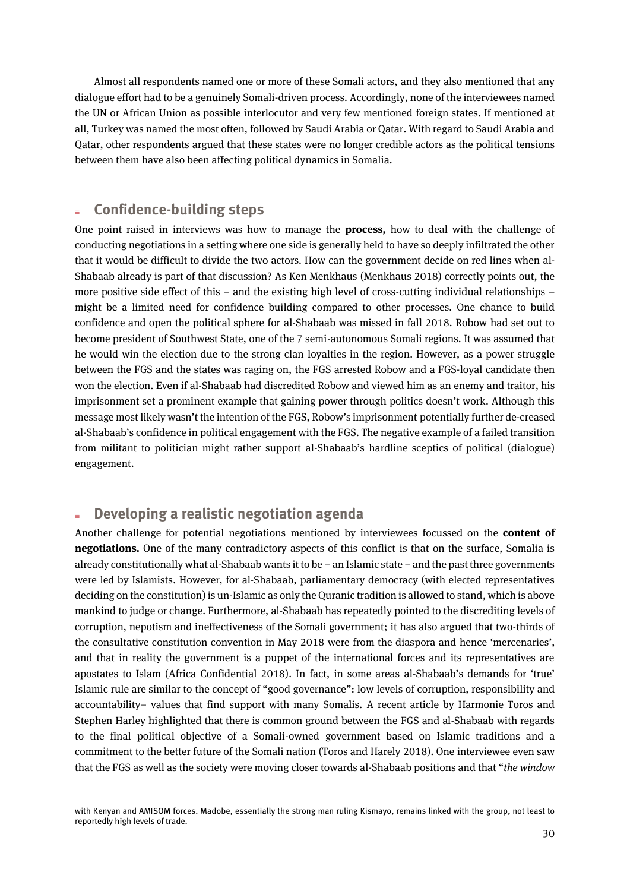Almost all respondents named one or more of these Somali actors, and they also mentioned that any dialogue effort had to be a genuinely Somali-driven process. Accordingly, none of the interviewees named the UN or African Union as possible interlocutor and very few mentioned foreign states. If mentioned at all, Turkey was named the most often, followed by Saudi Arabia or Qatar. With regard to Saudi Arabia and Qatar, other respondents argued that these states were no longer credible actors as the political tensions between them have also been affecting political dynamics in Somalia.

## Confidence-building steps

One point raised in interviews was how to manage the **process,** how to deal with the challenge of conducting negotiations in a setting where one side is generally held to have so deeply infiltrated the other that it would be difficult to divide the two actors. How can the government decide on red lines when al-Shabaab already is part of that discussion? As Ken Menkhaus (Menkhaus 2018) correctly points out, the more positive side effect of this – and the existing high level of cross-cutting individual relationships – might be a limited need for confidence building compared to other processes. One chance to build confidence and open the political sphere for al-Shabaab was missed in fall 2018. Robow had set out to become president of Southwest State, one of the 7 semi-autonomous Somali regions. It was assumed that he would win the election due to the strong clan loyalties in the region. However, as a power struggle between the FGS and the states was raging on, the FGS arrested Robow and a FGS-loyal candidate then won the election. Even if al-Shabaab had discredited Robow and viewed him as an enemy and traitor, his imprisonment set a prominent example that gaining power through politics doesn't work. Although this message most likely wasn't the intention of the FGS, Robow's imprisonment potentially further de-creased al-Shabaab's confidence in political engagement with the FGS. The negative example of a failed transition from militant to politician might rather support al-Shabaab's hardline sceptics of political (dialogue) engagement.

## Developing a realistic negotiation agenda

Another challenge for potential negotiations mentioned by interviewees focussed on the **content of negotiations.** One of the many contradictory aspects of this conflict is that on the surface, Somalia is already constitutionally what al-Shabaab wants it to be – an Islamic state – and the past three governments were led by Islamists. However, for al-Shabaab, parliamentary democracy (with elected representatives deciding on the constitution) is un-Islamic as only the Quranic tradition is allowed to stand, which is above mankind to judge or change. Furthermore, al-Shabaab has repeatedly pointed to the discrediting levels of corruption, nepotism and ineffectiveness of the Somali government; it has also argued that two-thirds of the consultative constitution convention in May 2018 were from the diaspora and hence 'mercenaries', and that in reality the government is a puppet of the international forces and its representatives are apostates to Islam (Africa Confidential 2018). In fact, in some areas al-Shabaab's demands for 'true' Islamic rule are similar to the concept of "good governance": low levels of corruption, responsibility and accountability– values that find support with many Somalis. A recent article by Harmonie Toros and Stephen Harley highlighted that there is common ground between the FGS and al-Shabaab with regards to the final political objective of a Somali-owned government based on Islamic traditions and a commitment to the better future of the Somali nation (Toros and Harely 2018). One interviewee even saw that the FGS as well as the society were moving closer towards al-Shabaab positions and that "*the window*

with Kenyan and AMISOM forces. Madobe, essentially the strong man ruling Kismayo, remains linked with the group, not least to reportedly high levels of trade.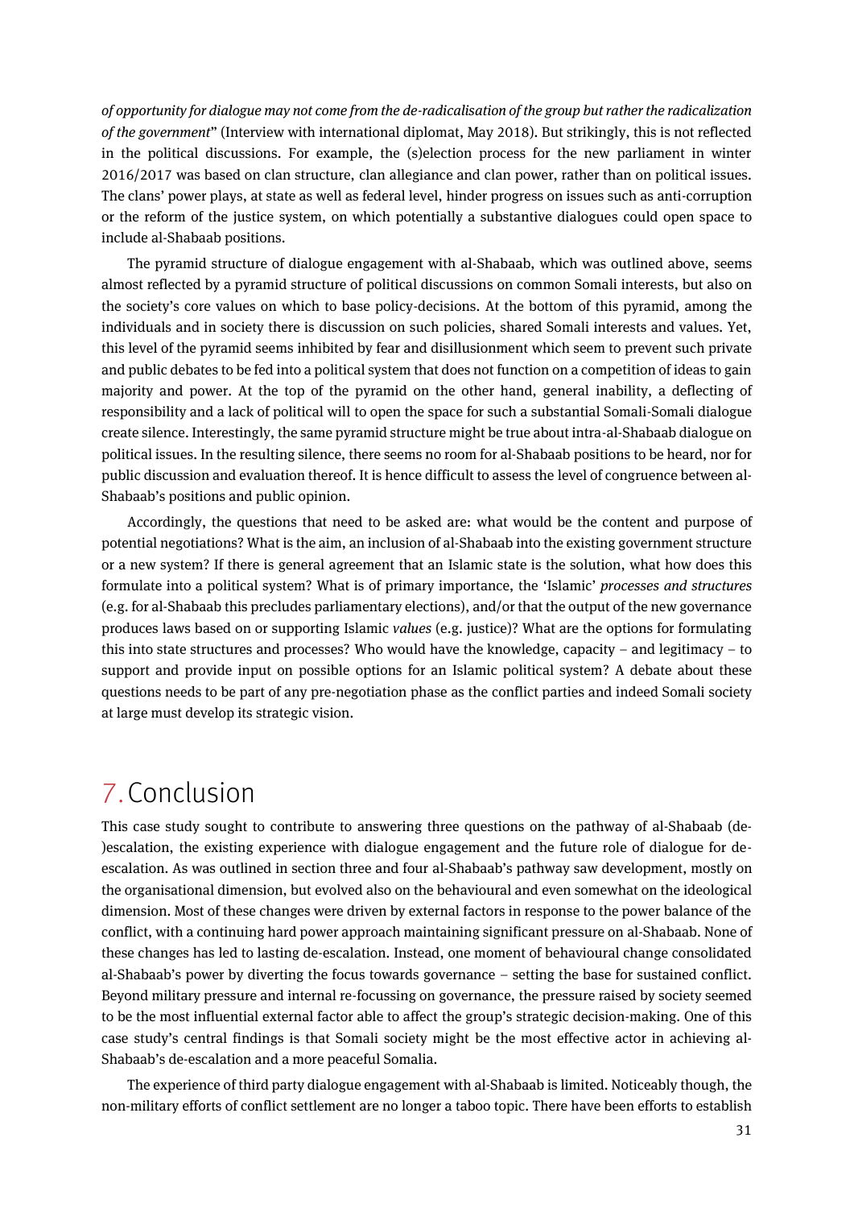*of opportunity for dialogue may not come from the de-radicalisation of the group but rather the radicalization of the government*" (Interview with international diplomat, May 2018). But strikingly, this is not reflected in the political discussions. For example, the (s)election process for the new parliament in winter 2016/2017 was based on clan structure, clan allegiance and clan power, rather than on political issues. The clans' power plays, at state as well as federal level, hinder progress on issues such as anti-corruption or the reform of the justice system, on which potentially a substantive dialogues could open space to include al-Shabaab positions.

The pyramid structure of dialogue engagement with al-Shabaab, which was outlined above, seems almost reflected by a pyramid structure of political discussions on common Somali interests, but also on the society's core values on which to base policy-decisions. At the bottom of this pyramid, among the individuals and in society there is discussion on such policies, shared Somali interests and values. Yet, this level of the pyramid seems inhibited by fear and disillusionment which seem to prevent such private and public debates to be fed into a political system that does not function on a competition of ideas to gain majority and power. At the top of the pyramid on the other hand, general inability, a deflecting of responsibility and a lack of political will to open the space for such a substantial Somali-Somali dialogue create silence. Interestingly, the same pyramid structure might be true about intra-al-Shabaab dialogue on political issues. In the resulting silence, there seems no room for al-Shabaab positions to be heard, nor for public discussion and evaluation thereof. It is hence difficult to assess the level of congruence between al-Shabaab's positions and public opinion.

Accordingly, the questions that need to be asked are: what would be the content and purpose of potential negotiations? What is the aim, an inclusion of al-Shabaab into the existing government structure or a new system? If there is general agreement that an Islamic state is the solution, what how does this formulate into a political system? What is of primary importance, the 'Islamic' *processes and structures* (e.g. for al-Shabaab this precludes parliamentary elections), and/or that the output of the new governance produces laws based on or supporting Islamic *values* (e.g. justice)? What are the options for formulating this into state structures and processes? Who would have the knowledge, capacity – and legitimacy – to support and provide input on possible options for an Islamic political system? A debate about these questions needs to be part of any pre-negotiation phase as the conflict parties and indeed Somali society at large must develop its strategic vision.

# 7. Conclusion

This case study sought to contribute to answering three questions on the pathway of al-Shabaab (de-)escalation, the existing experience with dialogue engagement and the future role of dialogue for de-escalation. As was outlined in section three and four al-Shabaab's pathway saw development, mostly on the organisational dimension, but evolved also on the behavioural and even somewhat on the ideological dimension. Most of these changes were driven by external factors in response to the power balance of the conflict, with a continuing hard power approach maintaining significant pressure on al-Shabaab. None of these changes has led to lasting de-escalation. Instead, one moment of behavioural change consolidated al-Shabaab's power by diverting the focus towards governance – setting the base for sustained conflict. Beyond military pressure and internal re-focussing on governance, the pressure raised by society seemed to be the most influential external factor able to affect the group's strategic decision-making. One of this case study's central findings is that Somali society might be the most effective actor in achieving al-Shabaab's de-escalation and a more peaceful Somalia.

The experience of third party dialogue engagement with al-Shabaab is limited. Noticeably though, the non-military efforts of conflict settlement are no longer a taboo topic. There have been efforts to establish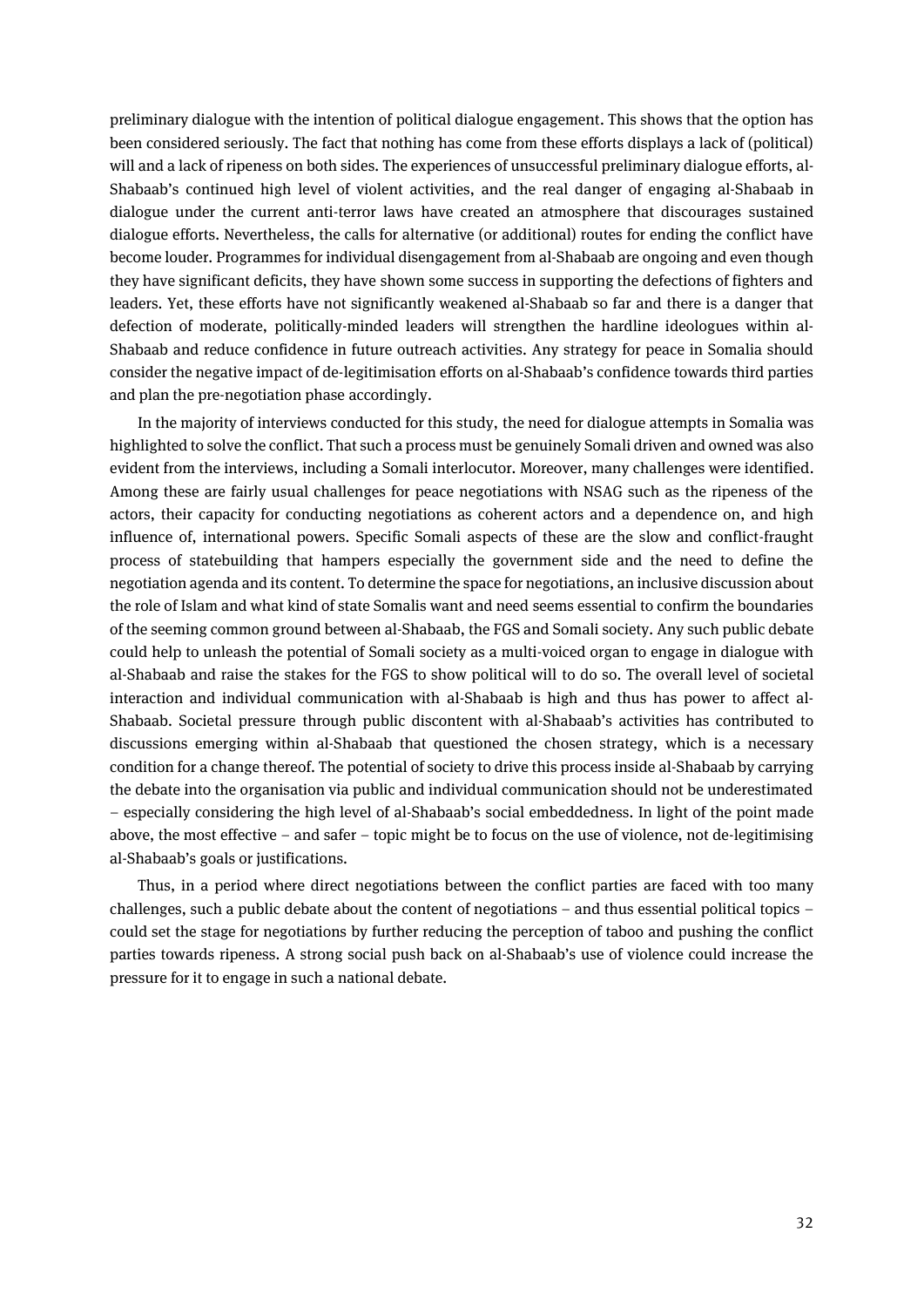preliminary dialogue with the intention of political dialogue engagement. This shows that the option has been considered seriously. The fact that nothing has come from these efforts displays a lack of (political) will and a lack of ripeness on both sides. The experiences of unsuccessful preliminary dialogue efforts, al-Shabaab's continued high level of violent activities, and the real danger of engaging al-Shabaab in dialogue under the current anti-terror laws have created an atmosphere that discourages sustained dialogue efforts. Nevertheless, the calls for alternative (or additional) routes for ending the conflict have become louder. Programmes for individual disengagement from al-Shabaab are ongoing and even though they have significant deficits, they have shown some success in supporting the defections of fighters and leaders. Yet, these efforts have not significantly weakened al-Shabaab so far and there is a danger that defection of moderate, politically-minded leaders will strengthen the hardline ideologues within al-Shabaab and reduce confidence in future outreach activities. Any strategy for peace in Somalia should consider the negative impact of de-legitimisation efforts on al-Shabaab's confidence towards third parties and plan the pre-negotiation phase accordingly.

In the majority of interviews conducted for this study, the need for dialogue attempts in Somalia was highlighted to solve the conflict. That such a process must be genuinely Somali driven and owned was also evident from the interviews, including a Somali interlocutor. Moreover, many challenges were identified. Among these are fairly usual challenges for peace negotiations with NSAG such as the ripeness of the actors, their capacity for conducting negotiations as coherent actors and a dependence on, and high influence of, international powers. Specific Somali aspects of these are the slow and conflict-fraught process of statebuilding that hampers especially the government side and the need to define the negotiation agenda and its content. To determine the space for negotiations, an inclusive discussion about the role of Islam and what kind of state Somalis want and need seems essential to confirm the boundaries of the seeming common ground between al-Shabaab, the FGS and Somali society. Any such public debate could help to unleash the potential of Somali society as a multi-voiced organ to engage in dialogue with al-Shabaab and raise the stakes for the FGS to show political will to do so. The overall level of societal interaction and individual communication with al-Shabaab is high and thus has power to affect al-Shabaab. Societal pressure through public discontent with al-Shabaab's activities has contributed to discussions emerging within al-Shabaab that questioned the chosen strategy, which is a necessary condition for a change thereof. The potential of society to drive this process inside al-Shabaab by carrying the debate into the organisation via public and individual communication should not be underestimated – especially considering the high level of al-Shabaab's social embeddedness. In light of the point made above, the most effective – and safer – topic might be to focus on the use of violence, not de-legitimising al-Shabaab's goals or justifications.

Thus, in a period where direct negotiations between the conflict parties are faced with too many challenges, such a public debate about the content of negotiations – and thus essential political topics – could set the stage for negotiations by further reducing the perception of taboo and pushing the conflict parties towards ripeness. A strong social push back on al-Shabaab's use of violence could increase the pressure for it to engage in such a national debate.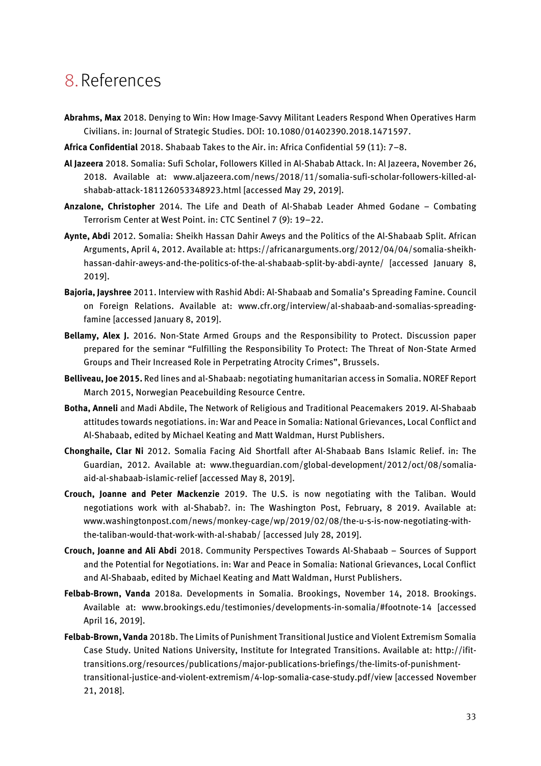# 8. References

**Abrahms, Max** 2018. Denying to Win: How Image-Savvy Militant Leaders Respond When Operatives Harm Civilians. in: Journal of Strategic Studies. DOI: 10.1080/01402390.2018.1471597.

**Africa Confidential** 2018. Shabaab Takes to the Air. in: Africa Confidential 59 (11): 7–8.

**Al Jazeera** 2018. Somalia: Sufi Scholar, Followers Killed in Al-Shabab Attack. In: Al Jazeera, November 26, 2018. Available at: www.aljazeera.com/news/2018/11/somalia-sufi-scholar-followers-killed-al-shabab-attack-181126053348923.html [accessed May 29, 2019].

**Anzalone, Christopher** 2014. The Life and Death of Al-Shabab Leader Ahmed Godane – Combating Terrorism Center at West Point. in: CTC Sentinel 7 (9): 19–22.

**Aynte, Abdi** 2012. Somalia: Sheikh Hassan Dahir Aweys and the Politics of the Al-Shabaab Split. African Arguments, April 4, 2012. Available at: https://africanarguments.org/2012/04/04/somalia-sheikh-hassan-dahir-aweys-and-the-politics-of-the-al-shabaab-split-by-abdi-aynte/ [accessed January 8, 2019].

**Bajoria, Jayshree** 2011. Interview with Rashid Abdi: Al-Shabaab and Somalia's Spreading Famine. Council on Foreign Relations. Available at: www.cfr.org/interview/al-shabaab-and-somalias-spreading-famine [accessed January 8, 2019].

**Bellamy, Alex J.** 2016. Non-State Armed Groups and the Responsibility to Protect. Discussion paper prepared for the seminar "Fulfilling the Responsibility To Protect: The Threat of Non-State Armed Groups and Their Increased Role in Perpetrating Atrocity Crimes", Brussels.

**Belliveau, Joe 2015.** Red lines and al-Shabaab: negotiating humanitarian access in Somalia. NOREF Report March 2015, Norwegian Peacebuilding Resource Centre.

**Botha, Anneli** and Madi Abdile, The Network of Religious and Traditional Peacemakers 2019. Al-Shabaab attitudes towards negotiations. in: War and Peace in Somalia: National Grievances, Local Conflict and Al-Shabaab, edited by Michael Keating and Matt Waldman, Hurst Publishers.

**Chonghaile, Clar Ni** 2012. Somalia Facing Aid Shortfall after Al-Shabaab Bans Islamic Relief. in: The Guardian, 2012. Available at: www.theguardian.com/global-development/2012/oct/08/somalia-aid-al-shabaab-islamic-relief [accessed May 8, 2019].

**Crouch, Joanne and Peter Mackenzie** 2019. The U.S. is now negotiating with the Taliban. Would negotiations work with al-Shabab?. in: The Washington Post, February, 8 2019. Available at: www.washingtonpost.com/news/monkey-cage/wp/2019/02/08/the-u-s-is-now-negotiating-with-the-taliban-would-that-work-with-al-shabab/ [accessed July 28, 2019].

**Crouch, Joanne and Ali Abdi** 2018. Community Perspectives Towards Al-Shabaab – Sources of Support and the Potential for Negotiations. in: War and Peace in Somalia: National Grievances, Local Conflict and Al-Shabaab, edited by Michael Keating and Matt Waldman, Hurst Publishers.

**Felbab-Brown, Vanda** 2018a. Developments in Somalia. Brookings, November 14, 2018. Brookings. Available at: www.brookings.edu/testimonies/developments-in-somalia/#footnote-14 [accessed April 16, 2019].

**Felbab-Brown, Vanda** 2018b. The Limits of Punishment Transitional Justice and Violent Extremism Somalia Case Study. United Nations University, Institute for Integrated Transitions. Available at: http://ifit-transitions.org/resources/publications/major-publications-briefings/the-limits-of-punishment-transitional-justice-and-violent-extremism/4-lop-somalia-case-study.pdf/view [accessed November 21, 2018].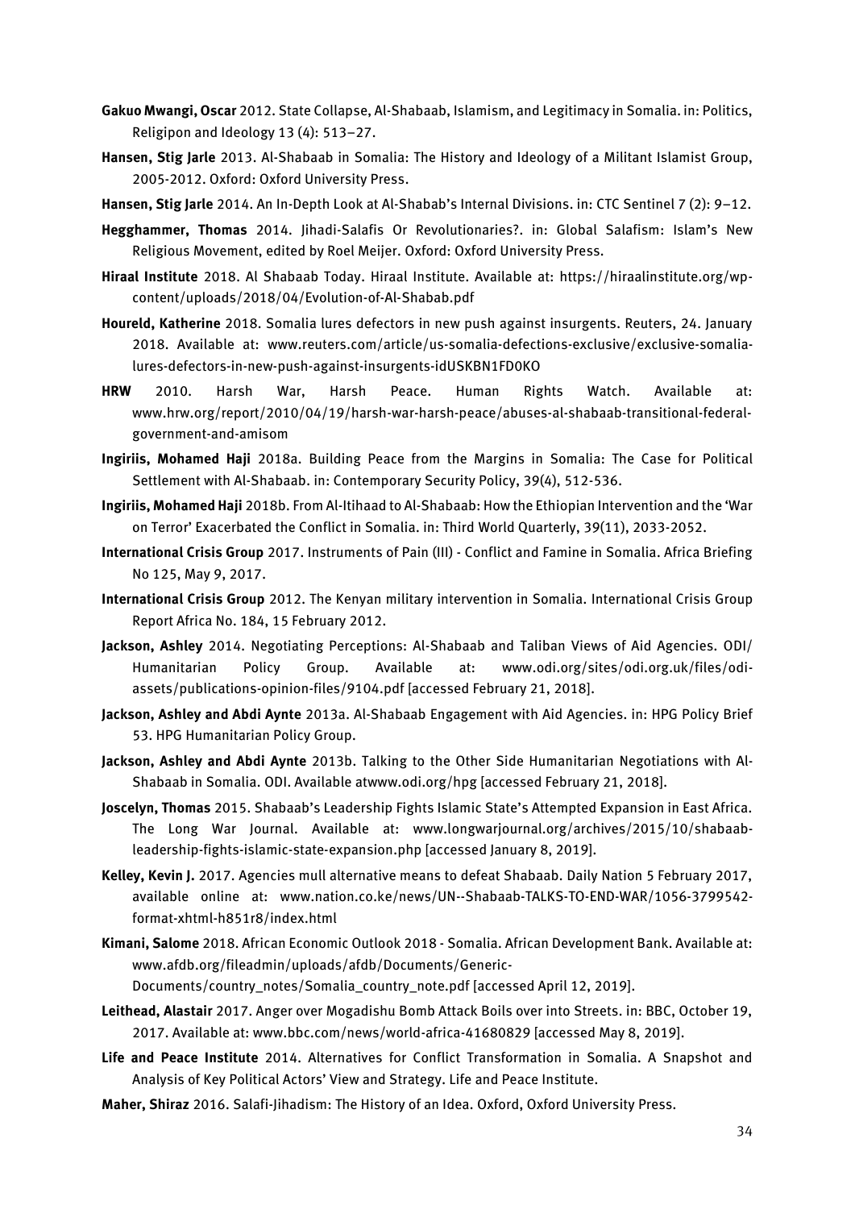**Gakuo Mwangi, Oscar** 2012. State Collapse, Al-Shabaab, Islamism, and Legitimacy in Somalia. in: Politics, Religipon and Ideology 13 (4): 513–27.

**Hansen, Stig Jarle** 2013. Al-Shabaab in Somalia: The History and Ideology of a Militant Islamist Group, 2005-2012. Oxford: Oxford University Press.

**Hansen, Stig Jarle** 2014. An In-Depth Look at Al-Shabab's Internal Divisions. in: CTC Sentinel 7 (2): 9–12.

**Hegghammer, Thomas** 2014. Jihadi-Salafis Or Revolutionaries?. in: Global Salafism: Islam's New Religious Movement, edited by Roel Meijer. Oxford: Oxford University Press.

**Hiraal Institute** 2018. Al Shabaab Today. Hiraal Institute. Available at: https://hiraalinstitute.org/wp-content/uploads/2018/04/Evolution-of-Al-Shabab.pdf

**Houreld, Katherine** 2018. Somalia lures defectors in new push against insurgents. Reuters, 24. January 2018. Available at: www.reuters.com/article/us-somalia-defections-exclusive/exclusive-somalia-lures-defectors-in-new-push-against-insurgents-idUSKBN1FD0KO

**HRW** 2010. Harsh War, Harsh Peace. Human Rights Watch. Available at: www.hrw.org/report/2010/04/19/harsh-war-harsh-peace/abuses-al-shabaab-transitional-federal-government-and-amisom

**Ingiriis, Mohamed Haji** 2018a. Building Peace from the Margins in Somalia: The Case for Political Settlement with Al-Shabaab. in: Contemporary Security Policy, 39(4), 512-536.

**Ingiriis, Mohamed Haji** 2018b. From Al-Itihaad to Al-Shabaab: How the Ethiopian Intervention and the 'War on Terror' Exacerbated the Conflict in Somalia. in: Third World Quarterly, 39(11), 2033-2052.

**International Crisis Group** 2017. Instruments of Pain (III) - Conflict and Famine in Somalia. Africa Briefing No 125, May 9, 2017.

**International Crisis Group** 2012. The Kenyan military intervention in Somalia. International Crisis Group Report Africa No. 184, 15 February 2012.

**Jackson, Ashley** 2014. Negotiating Perceptions: Al-Shabaab and Taliban Views of Aid Agencies. ODI/ Humanitarian Policy Group. Available at: www.odi.org/sites/odi.org.uk/files/odi-assets/publications-opinion-files/9104.pdf [accessed February 21, 2018].

**Jackson, Ashley and Abdi Aynte** 2013a. Al-Shabaab Engagement with Aid Agencies. in: HPG Policy Brief 53. HPG Humanitarian Policy Group.

**Jackson, Ashley and Abdi Aynte** 2013b. Talking to the Other Side Humanitarian Negotiations with Al-Shabaab in Somalia. ODI. Available atwww.odi.org/hpg [accessed February 21, 2018].

**Joscelyn, Thomas** 2015. Shabaab's Leadership Fights Islamic State's Attempted Expansion in East Africa. The Long War Journal. Available at: www.longwarjournal.org/archives/2015/10/shabaab-leadership-fights-islamic-state-expansion.php [accessed January 8, 2019].

**Kelley, Kevin J.** 2017. Agencies mull alternative means to defeat Shabaab. Daily Nation 5 February 2017, available online at: www.nation.co.ke/news/UN--Shabaab-TALKS-TO-END-WAR/1056-3799542-format-xhtml-h851r8/index.html

**Kimani, Salome** 2018. African Economic Outlook 2018 - Somalia. African Development Bank. Available at: www.afdb.org/fileadmin/uploads/afdb/Documents/Generic-Documents/country_notes/Somalia_country_note.pdf [accessed April 12, 2019].

**Leithead, Alastair** 2017. Anger over Mogadishu Bomb Attack Boils over into Streets. in: BBC, October 19, 2017. Available at: www.bbc.com/news/world-africa-41680829 [accessed May 8, 2019].

**Life and Peace Institute** 2014. Alternatives for Conflict Transformation in Somalia. A Snapshot and Analysis of Key Political Actors' View and Strategy. Life and Peace Institute.

**Maher, Shiraz** 2016. Salafi-Jihadism: The History of an Idea. Oxford, Oxford University Press.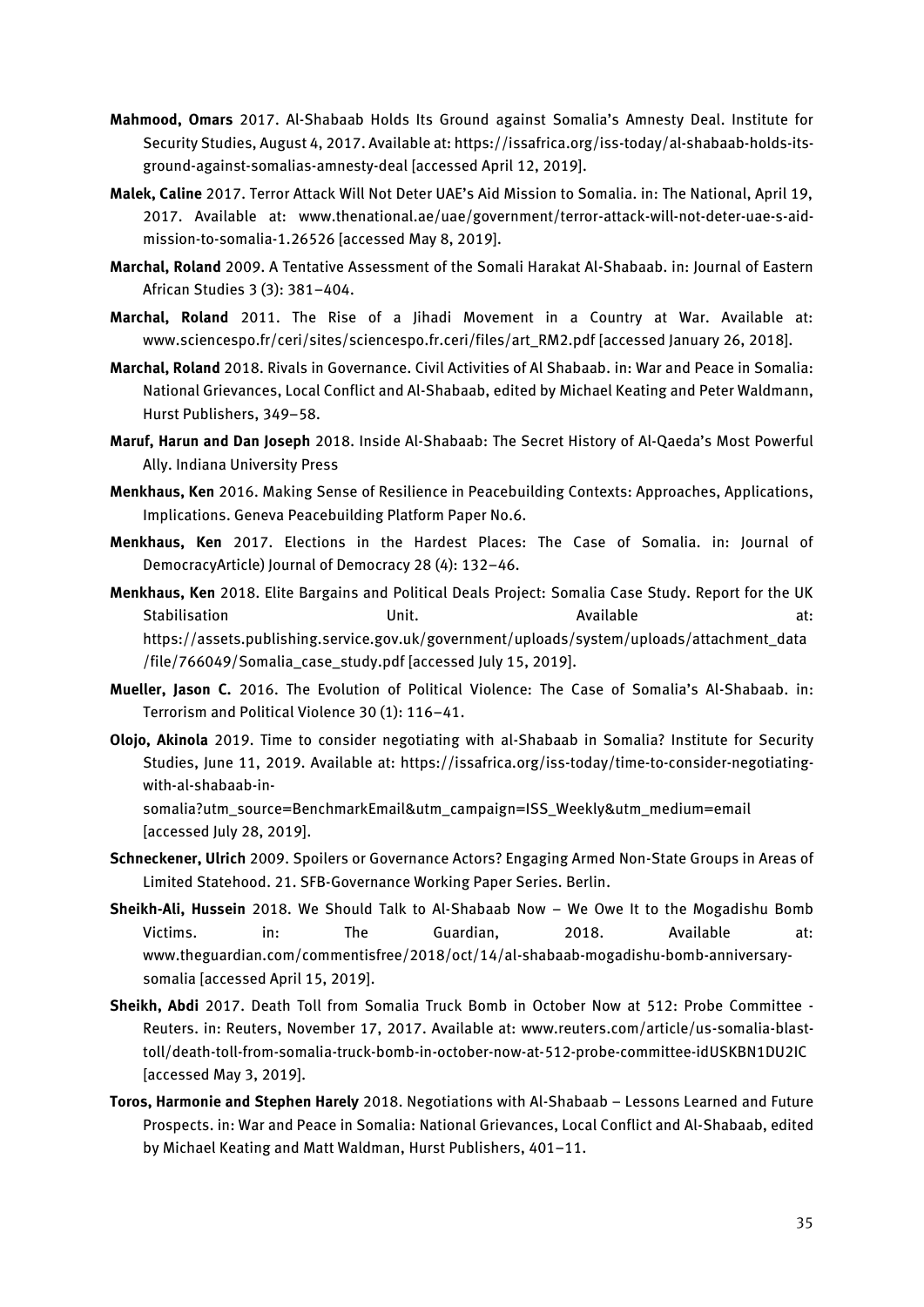**Mahmood, Omars** 2017. Al-Shabaab Holds Its Ground against Somalia's Amnesty Deal. Institute for Security Studies, August 4, 2017. Available at: https://issafrica.org/iss-today/al-shabaab-holds-its-ground-against-somalias-amnesty-deal [accessed April 12, 2019].

**Malek, Caline** 2017. Terror Attack Will Not Deter UAE's Aid Mission to Somalia. in: The National, April 19, 2017. Available at: www.thenational.ae/uae/government/terror-attack-will-not-deter-uae-s-aid-mission-to-somalia-1.26526 [accessed May 8, 2019].

**Marchal, Roland** 2009. A Tentative Assessment of the Somali Harakat Al-Shabaab. in: Journal of Eastern African Studies 3 (3): 381–404.

**Marchal, Roland** 2011. The Rise of a Jihadi Movement in a Country at War. Available at: www.sciencespo.fr/ceri/sites/sciencespo.fr.ceri/files/art_RM2.pdf [accessed January 26, 2018].

**Marchal, Roland** 2018. Rivals in Governance. Civil Activities of Al Shabaab. in: War and Peace in Somalia: National Grievances, Local Conflict and Al-Shabaab, edited by Michael Keating and Peter Waldmann, Hurst Publishers, 349–58.

**Maruf, Harun and Dan Joseph** 2018. Inside Al-Shabaab: The Secret History of Al-Qaeda's Most Powerful Ally. Indiana University Press

**Menkhaus, Ken** 2016. Making Sense of Resilience in Peacebuilding Contexts: Approaches, Applications, Implications. Geneva Peacebuilding Platform Paper No.6.

**Menkhaus, Ken** 2017. Elections in the Hardest Places: The Case of Somalia. in: Journal of DemocracyArticle) Journal of Democracy 28 (4): 132–46.

**Menkhaus, Ken** 2018. Elite Bargains and Political Deals Project: Somalia Case Study. Report for the UK Stabilisation Unit. Available at: https://assets.publishing.service.gov.uk/government/uploads/system/uploads/attachment_data/file/766049/Somalia_case_study.pdf [accessed July 15, 2019].

**Mueller, Jason C.** 2016. The Evolution of Political Violence: The Case of Somalia's Al-Shabaab. in: Terrorism and Political Violence 30 (1): 116–41.

**Olojo, Akinola** 2019. Time to consider negotiating with al-Shabaab in Somalia? Institute for Security Studies, June 11, 2019. Available at: https://issafrica.org/iss-today/time-to-consider-negotiating-with-al-shabaab-in-somalia?utm_source=BenchmarkEmail&utm_campaign=ISS_Weekly&utm_medium=email [accessed July 28, 2019].

**Schneckener, Ulrich** 2009. Spoilers or Governance Actors? Engaging Armed Non-State Groups in Areas of Limited Statehood. 21. SFB-Governance Working Paper Series. Berlin.

**Sheikh-Ali, Hussein** 2018. We Should Talk to Al-Shabaab Now – We Owe It to the Mogadishu Bomb Victims. in: The Guardian, 2018. Available at: www.theguardian.com/commentisfree/2018/oct/14/al-shabaab-mogadishu-bomb-anniversary-somalia [accessed April 15, 2019].

**Sheikh, Abdi** 2017. Death Toll from Somalia Truck Bomb in October Now at 512: Probe Committee - Reuters. in: Reuters, November 17, 2017. Available at: www.reuters.com/article/us-somalia-blast-toll/death-toll-from-somalia-truck-bomb-in-october-now-at-512-probe-committee-idUSKBN1DU2IC [accessed May 3, 2019].

**Toros, Harmonie and Stephen Harely** 2018. Negotiations with Al-Shabaab – Lessons Learned and Future Prospects. in: War and Peace in Somalia: National Grievances, Local Conflict and Al-Shabaab, edited by Michael Keating and Matt Waldman, Hurst Publishers, 401–11.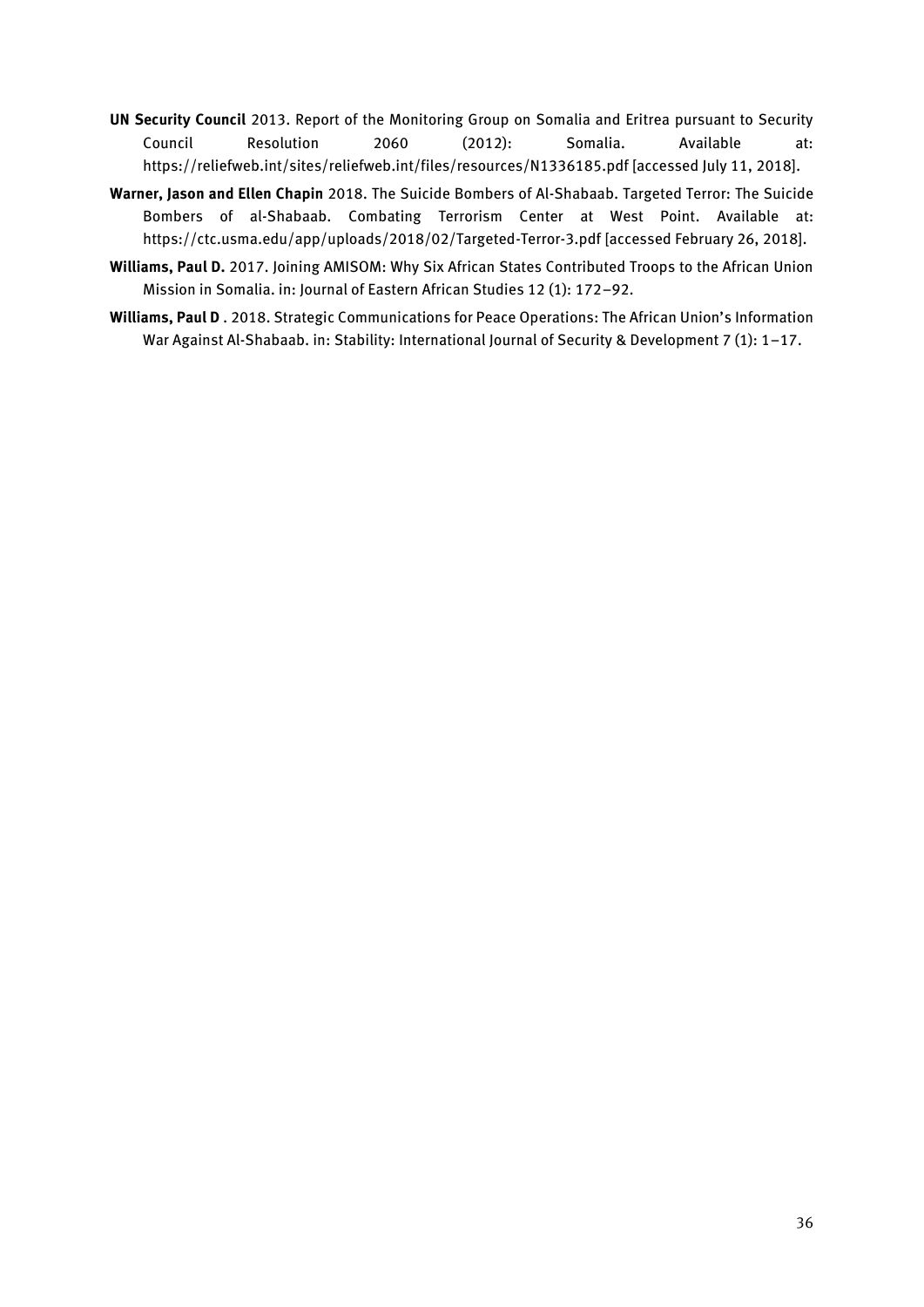**UN Security Council** 2013. Report of the Monitoring Group on Somalia and Eritrea pursuant to Security Council Resolution 2060 (2012): Somalia. Available at: https://reliefweb.int/sites/reliefweb.int/files/resources/N1336185.pdf [accessed July 11, 2018].

**Warner, Jason and Ellen Chapin** 2018. The Suicide Bombers of Al-Shabaab. Targeted Terror: The Suicide Bombers of al-Shabaab. Combating Terrorism Center at West Point. Available at: https://ctc.usma.edu/app/uploads/2018/02/Targeted-Terror-3.pdf [accessed February 26, 2018].

**Williams, Paul D.** 2017. Joining AMISOM: Why Six African States Contributed Troops to the African Union Mission in Somalia. in: Journal of Eastern African Studies 12 (1): 172–92.

**Williams, Paul D** . 2018. Strategic Communications for Peace Operations: The African Union's Information War Against Al-Shabaab. in: Stability: International Journal of Security & Development 7 (1): 1–17.